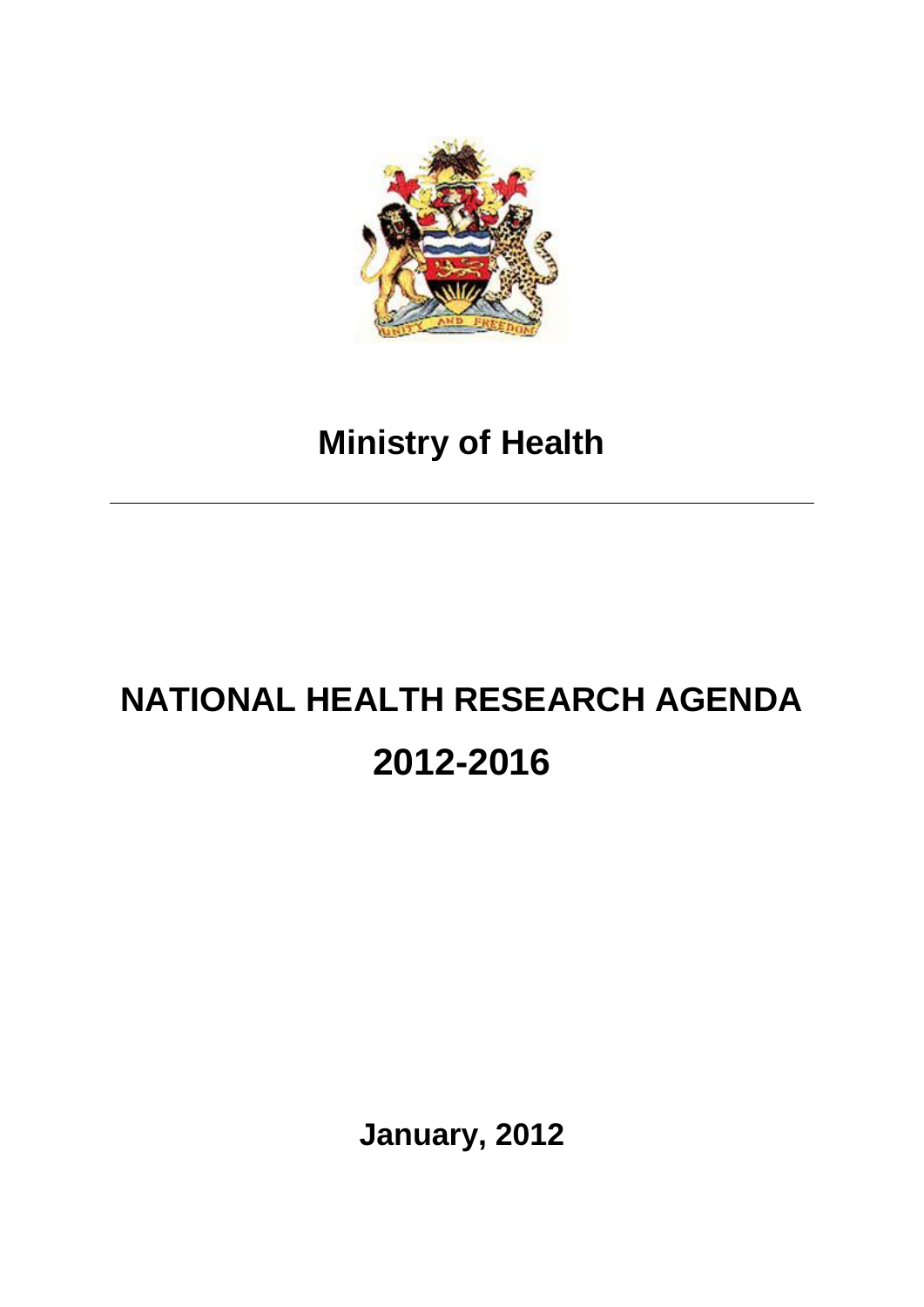# Ministry of Health

---

# NATIONAL HEALTH RESEARCH AGENDA

# 2012-2016

**January, 2012**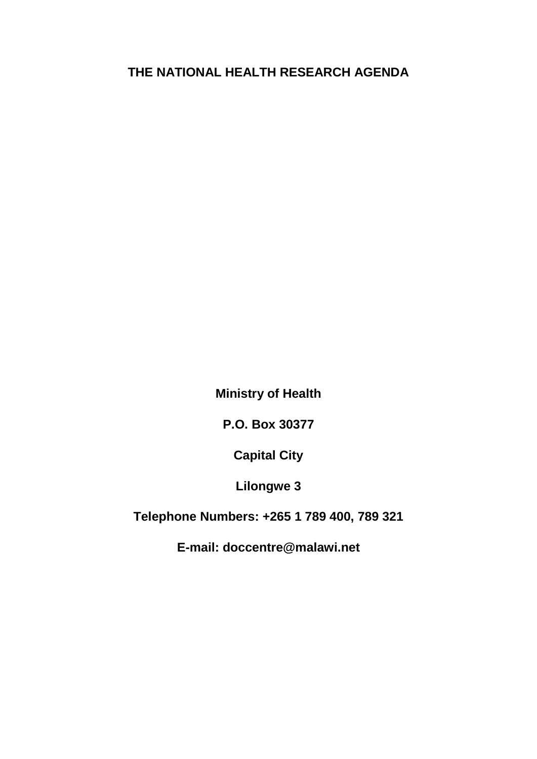# THE NATIONAL HEALTH RESEARCH AGENDA

**Ministry of Health**

**P.O. Box 30377**

**Capital City**

**Lilongwe 3**

**Telephone Numbers: +265 1 789 400, 789 321**

**E-mail: doccentre@malawi.net**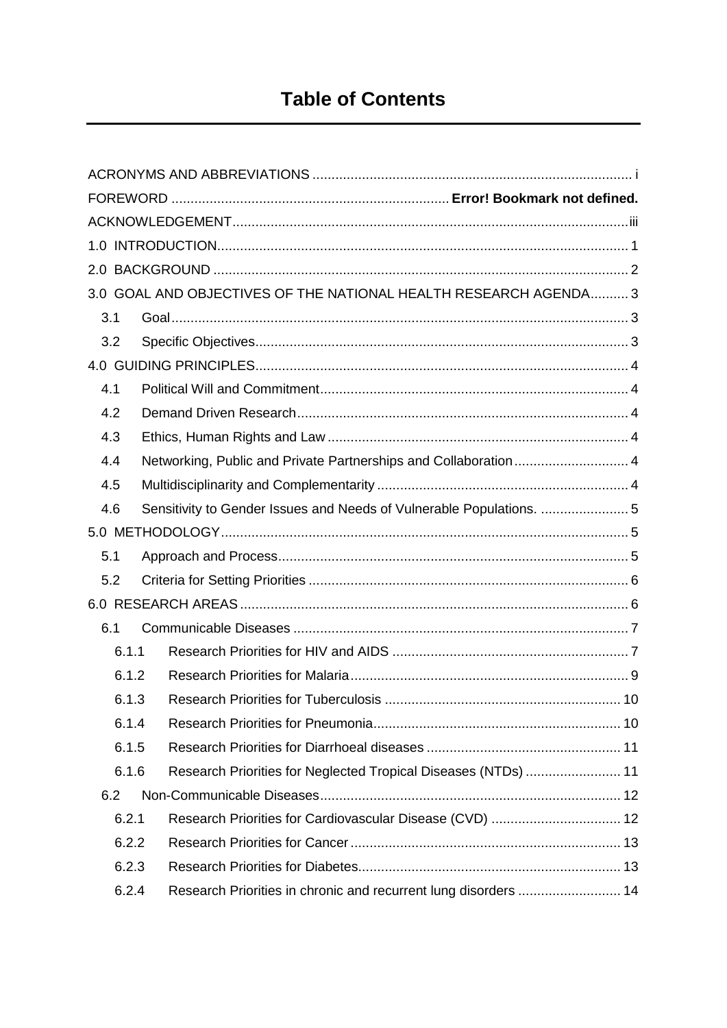# Table of Contents

ACRONYMS AND ABBREVIATIONS .................................................................................... i
FOREWORD ........................................................................ **Error! Bookmark not defined.**
ACKNOWLEDGEMENT........................................................................................................iii
1.0 INTRODUCTION............................................................................................................ 1
2.0 BACKGROUND ............................................................................................................. 2
3.0 GOAL AND OBJECTIVES OF THE NATIONAL HEALTH RESEARCH AGENDA.......... 3
  3.1 Goal........................................................................................................................ 3
  3.2 Specific Objectives.................................................................................................. 3
4.0 GUIDING PRINCIPLES.................................................................................................. 4
  4.1 Political Will and Commitment................................................................................. 4
  4.2 Demand Driven Research....................................................................................... 4
  4.3 Ethics, Human Rights and Law ............................................................................... 4
  4.4 Networking, Public and Private Partnerships and Collaboration.............................. 4
  4.5 Multidisciplinarity and Complementarity .................................................................. 4
  4.6 Sensitivity to Gender Issues and Needs of Vulnerable Populations. ....................... 5
5.0 METHODOLOGY........................................................................................................... 5
  5.1 Approach and Process............................................................................................ 5
  5.2 Criteria for Setting Priorities .................................................................................... 6
6.0 RESEARCH AREAS ...................................................................................................... 6
  6.1 Communicable Diseases ........................................................................................ 7
    6.1.1 Research Priorities for HIV and AIDS .............................................................. 7
    6.1.2 Research Priorities for Malaria......................................................................... 9
    6.1.3 Research Priorities for Tuberculosis .............................................................. 10
    6.1.4 Research Priorities for Pneumonia................................................................. 10
    6.1.5 Research Priorities for Diarrhoeal diseases ................................................... 11
    6.1.6 Research Priorities for Neglected Tropical Diseases (NTDs) ......................... 11
  6.2 Non-Communicable Diseases............................................................................... 12
    6.2.1 Research Priorities for Cardiovascular Disease (CVD) .................................. 12
    6.2.2 Research Priorities for Cancer....................................................................... 13
    6.2.3 Research Priorities for Diabetes..................................................................... 13
    6.2.4 Research Priorities in chronic and recurrent lung disorders ........................... 14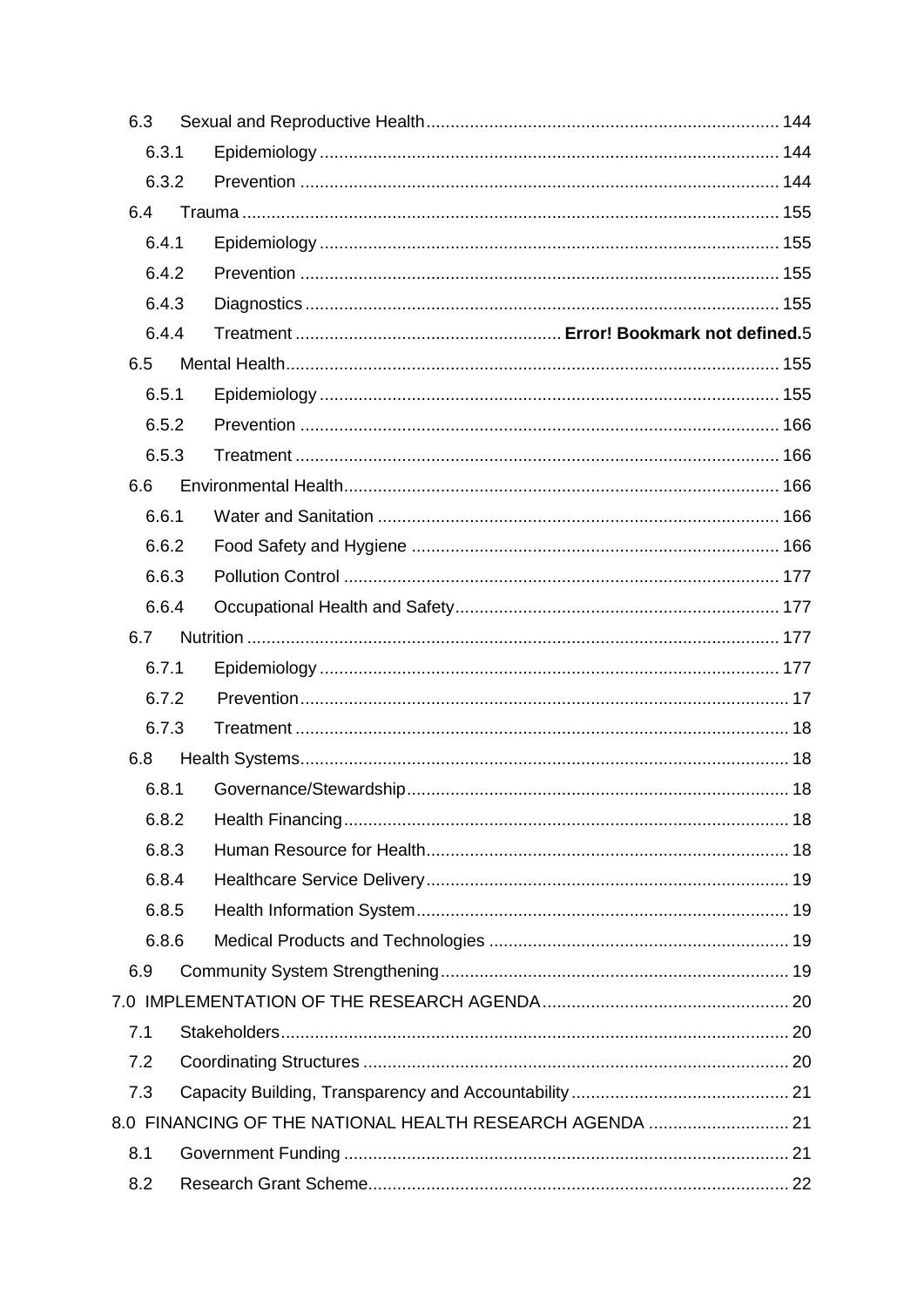6.3 Sexual and Reproductive Health ........................................................................ 144

6.3.1 Epidemiology ............................................................................................ 144

6.3.2 Prevention ................................................................................................ 144

6.4 Trauma ............................................................................................................ 155

6.4.1 Epidemiology ............................................................................................ 155

6.4.2 Prevention ................................................................................................ 155

6.4.3 Diagnostics ............................................................................................... 155

6.4.4 Treatment ...................................................... **Error! Bookmark not defined.**5

6.5 Mental Health ................................................................................................... 155

6.5.1 Epidemiology ............................................................................................ 155

6.5.2 Prevention ................................................................................................ 166

6.5.3 Treatment ................................................................................................. 166

6.6 Environmental Health ....................................................................................... 166

6.6.1 Water and Sanitation ................................................................................ 166

6.6.2 Food Safety and Hygiene ......................................................................... 166

6.6.3 Pollution Control ....................................................................................... 177

6.6.4 Occupational Health and Safety ................................................................ 177

6.7 Nutrition ........................................................................................................... 177

6.7.1 Epidemiology ............................................................................................ 177

6.7.2 Prevention ................................................................................................... 17

6.7.3 Treatment ................................................................................................... 18

6.8 Health Systems .................................................................................................. 18

6.8.1 Governance/Stewardship ............................................................................ 18

6.8.2 Health Financing ......................................................................................... 18

6.8.3 Human Resource for Health ........................................................................ 18

6.8.4 Healthcare Service Delivery ........................................................................ 19

6.8.5 Health Information System .......................................................................... 19

6.8.6 Medical Products and Technologies ........................................................... 19

6.9 Community System Strengthening ..................................................................... 19

7.0 IMPLEMENTATION OF THE RESEARCH AGENDA .................................................. 20

7.1 Stakeholders ....................................................................................................... 20

7.2 Coordinating Structures ...................................................................................... 20

7.3 Capacity Building, Transparency and Accountability ........................................... 21

8.0 FINANCING OF THE NATIONAL HEALTH RESEARCH AGENDA ............................ 21

8.1 Government Funding .......................................................................................... 21

8.2 Research Grant Scheme ..................................................................................... 22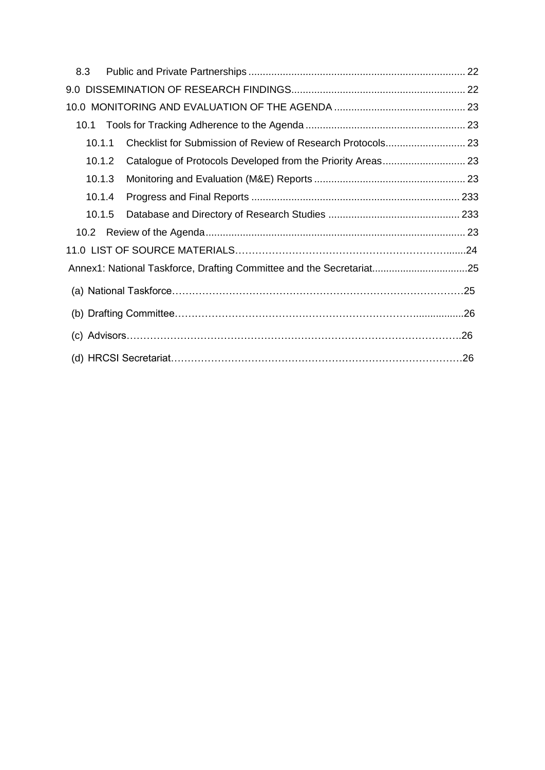8.3 Public and Private Partnerships ........................................................................... 22

9.0 DISSEMINATION OF RESEARCH FINDINGS............................................................ 22

10.0 MONITORING AND EVALUATION OF THE AGENDA ............................................. 23

10.1 Tools for Tracking Adherence to the Agenda ........................................................ 23

10.1.1 Checklist for Submission of Review of Research Protocols............................ 23

10.1.2 Catalogue of Protocols Developed from the Priority Areas............................. 23

10.1.3 Monitoring and Evaluation (M&E) Reports ..................................................... 23

10.1.4 Progress and Final Reports ......................................................................... 233

10.1.5 Database and Directory of Research Studies ............................................. 233

10.2 Review of the Agenda.......................................................................................... 23

11.0 LIST OF SOURCE MATERIALS………………………………………………………......24

Annex1: National Taskforce, Drafting Committee and the Secretariat..................................25

(a) National Taskforce……………………………………………………………………………25

(b) Drafting Committee………………………………………………………………….................26

(c) Advisors……………………………………………………………………………………….26

(d) HRCSI Secretariat……………………………………………………………………………26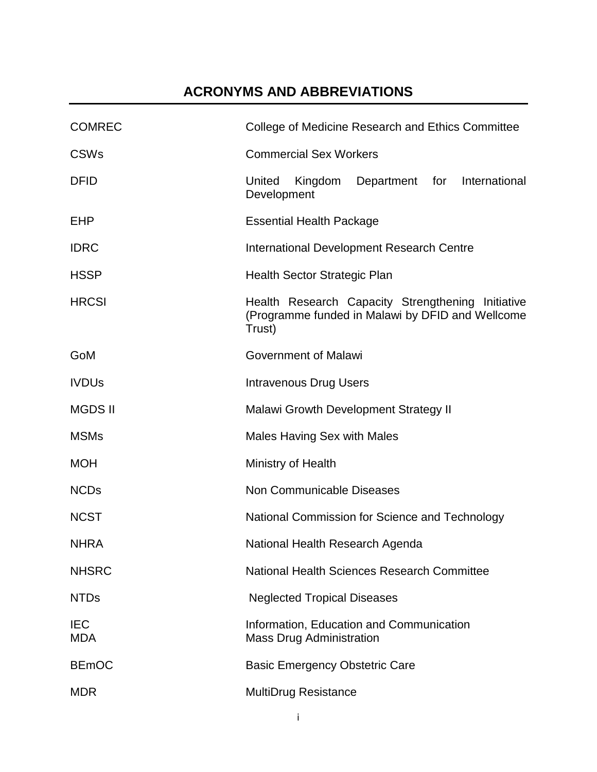## ACRONYMS AND ABBREVIATIONS

| | |
|---|---|
| COMREC | College of Medicine Research and Ethics Committee |
| CSWs | Commercial Sex Workers |
| DFID | United Kingdom Department for International Development |
| EHP | Essential Health Package |
| IDRC | International Development Research Centre |
| HSSP | Health Sector Strategic Plan |
| HRCSI | Health Research Capacity Strengthening Initiative (Programme funded in Malawi by DFID and Wellcome Trust) |
| GoM | Government of Malawi |
| IVDUs | Intravenous Drug Users |
| MGDS II | Malawi Growth Development Strategy II |
| MSMs | Males Having Sex with Males |
| MOH | Ministry of Health |
| NCDs | Non Communicable Diseases |
| NCST | National Commission for Science and Technology |
| NHRA | National Health Research Agenda |
| NHSRC | National Health Sciences Research Committee |
| NTDs | Neglected Tropical Diseases |
| IEC | Information, Education and Communication |
| MDA | Mass Drug Administration |
| BEmOC | Basic Emergency Obstetric Care |
| MDR | MultiDrug Resistance |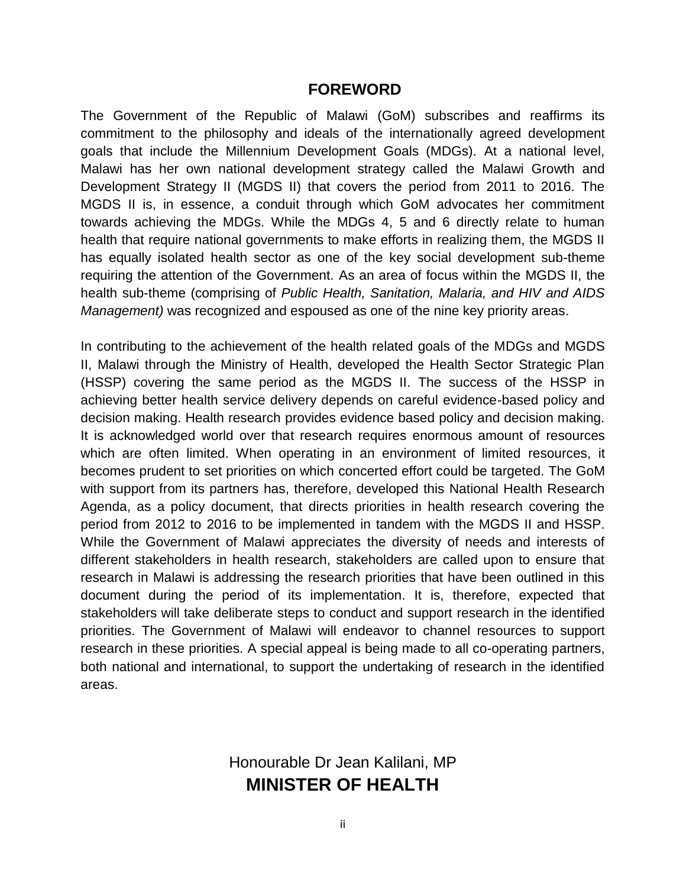# FOREWORD

The Government of the Republic of Malawi (GoM) subscribes and reaffirms its commitment to the philosophy and ideals of the internationally agreed development goals that include the Millennium Development Goals (MDGs). At a national level, Malawi has her own national development strategy called the Malawi Growth and Development Strategy II (MGDS II) that covers the period from 2011 to 2016. The MGDS II is, in essence, a conduit through which GoM advocates her commitment towards achieving the MDGs. While the MDGs 4, 5 and 6 directly relate to human health that require national governments to make efforts in realizing them, the MGDS II has equally isolated health sector as one of the key social development sub-theme requiring the attention of the Government. As an area of focus within the MGDS II, the health sub-theme (comprising of *Public Health, Sanitation, Malaria, and HIV and AIDS Management)* was recognized and espoused as one of the nine key priority areas.

In contributing to the achievement of the health related goals of the MDGs and MGDS II, Malawi through the Ministry of Health, developed the Health Sector Strategic Plan (HSSP) covering the same period as the MGDS II. The success of the HSSP in achieving better health service delivery depends on careful evidence-based policy and decision making. Health research provides evidence based policy and decision making. It is acknowledged world over that research requires enormous amount of resources which are often limited. When operating in an environment of limited resources, it becomes prudent to set priorities on which concerted effort could be targeted. The GoM with support from its partners has, therefore, developed this National Health Research Agenda, as a policy document, that directs priorities in health research covering the period from 2012 to 2016 to be implemented in tandem with the MGDS II and HSSP. While the Government of Malawi appreciates the diversity of needs and interests of different stakeholders in health research, stakeholders are called upon to ensure that research in Malawi is addressing the research priorities that have been outlined in this document during the period of its implementation. It is, therefore, expected that stakeholders will take deliberate steps to conduct and support research in the identified priorities. The Government of Malawi will endeavor to channel resources to support research in these priorities. A special appeal is being made to all co-operating partners, both national and international, to support the undertaking of research in the identified areas.

Honourable Dr Jean Kalilani, MP

**MINISTER OF HEALTH**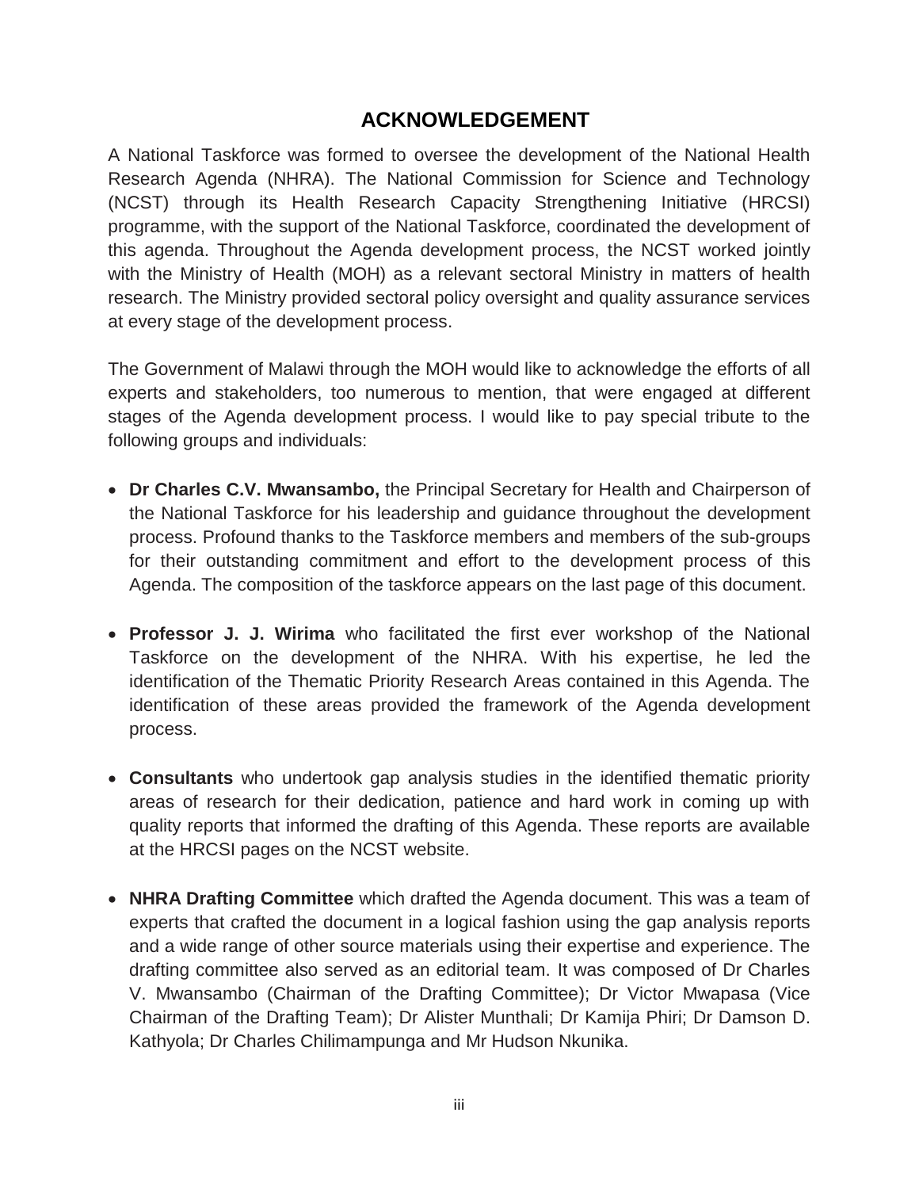# ACKNOWLEDGEMENT

A National Taskforce was formed to oversee the development of the National Health Research Agenda (NHRA). The National Commission for Science and Technology (NCST) through its Health Research Capacity Strengthening Initiative (HRCSI) programme, with the support of the National Taskforce, coordinated the development of this agenda. Throughout the Agenda development process, the NCST worked jointly with the Ministry of Health (MOH) as a relevant sectoral Ministry in matters of health research. The Ministry provided sectoral policy oversight and quality assurance services at every stage of the development process.

The Government of Malawi through the MOH would like to acknowledge the efforts of all experts and stakeholders, too numerous to mention, that were engaged at different stages of the Agenda development process. I would like to pay special tribute to the following groups and individuals:

- **Dr Charles C.V. Mwansambo,** the Principal Secretary for Health and Chairperson of the National Taskforce for his leadership and guidance throughout the development process. Profound thanks to the Taskforce members and members of the sub-groups for their outstanding commitment and effort to the development process of this Agenda. The composition of the taskforce appears on the last page of this document.

- **Professor J. J. Wirima** who facilitated the first ever workshop of the National Taskforce on the development of the NHRA. With his expertise, he led the identification of the Thematic Priority Research Areas contained in this Agenda. The identification of these areas provided the framework of the Agenda development process.

- **Consultants** who undertook gap analysis studies in the identified thematic priority areas of research for their dedication, patience and hard work in coming up with quality reports that informed the drafting of this Agenda. These reports are available at the HRCSI pages on the NCST website.

- **NHRA Drafting Committee** which drafted the Agenda document. This was a team of experts that crafted the document in a logical fashion using the gap analysis reports and a wide range of other source materials using their expertise and experience. The drafting committee also served as an editorial team. It was composed of Dr Charles V. Mwansambo (Chairman of the Drafting Committee); Dr Victor Mwapasa (Vice Chairman of the Drafting Team); Dr Alister Munthali; Dr Kamija Phiri; Dr Damson D. Kathyola; Dr Charles Chilimampunga and Mr Hudson Nkunika.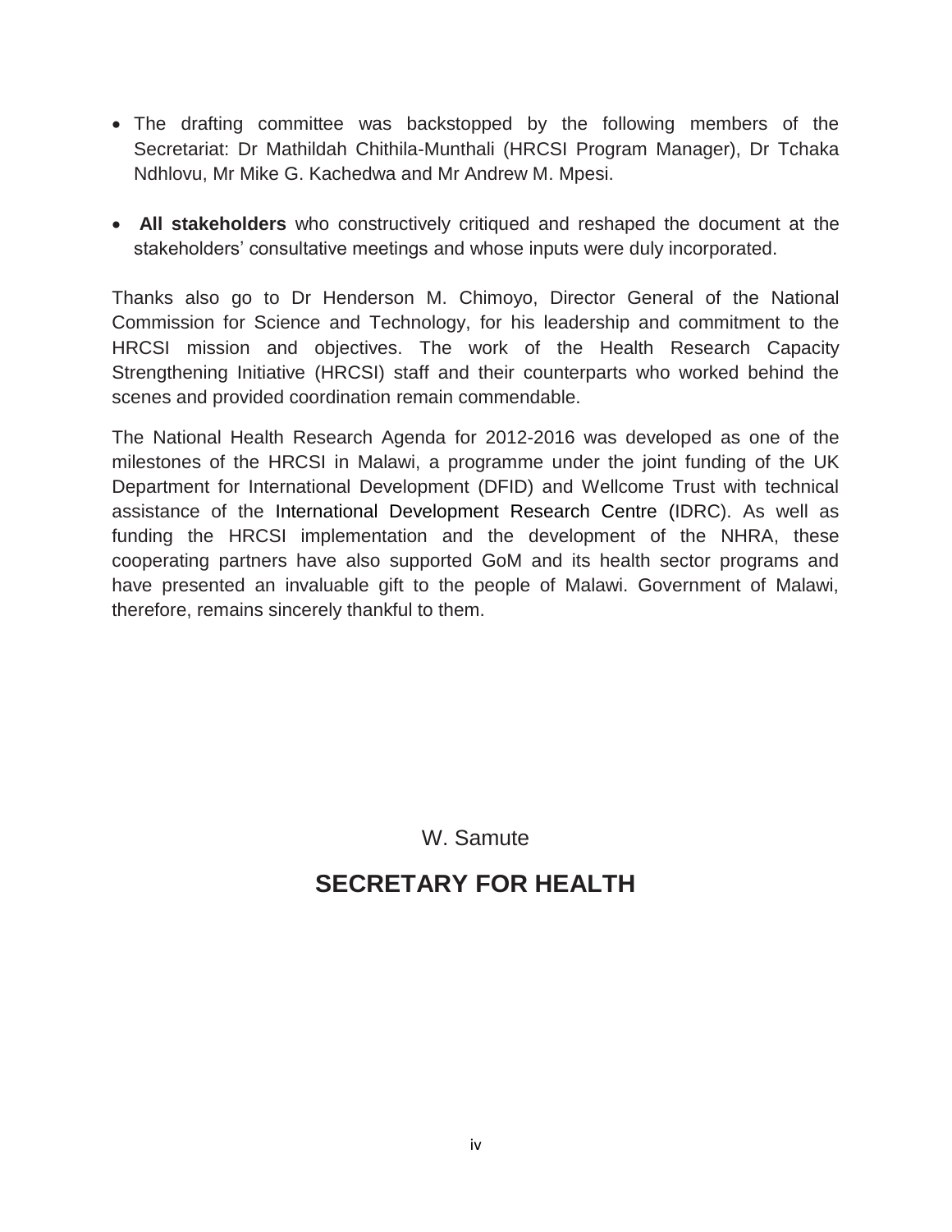- The drafting committee was backstopped by the following members of the Secretariat: Dr Mathildah Chithila-Munthali (HRCSI Program Manager), Dr Tchaka Ndhlovu, Mr Mike G. Kachedwa and Mr Andrew M. Mpesi.

- **All stakeholders** who constructively critiqued and reshaped the document at the stakeholders' consultative meetings and whose inputs were duly incorporated.

Thanks also go to Dr Henderson M. Chimoyo, Director General of the National Commission for Science and Technology, for his leadership and commitment to the HRCSI mission and objectives. The work of the Health Research Capacity Strengthening Initiative (HRCSI) staff and their counterparts who worked behind the scenes and provided coordination remain commendable.

The National Health Research Agenda for 2012-2016 was developed as one of the milestones of the HRCSI in Malawi, a programme under the joint funding of the UK Department for International Development (DFID) and Wellcome Trust with technical assistance of the International Development Research Centre (IDRC). As well as funding the HRCSI implementation and the development of the NHRA, these cooperating partners have also supported GoM and its health sector programs and have presented an invaluable gift to the people of Malawi. Government of Malawi, therefore, remains sincerely thankful to them.

W. Samute

**SECRETARY FOR HEALTH**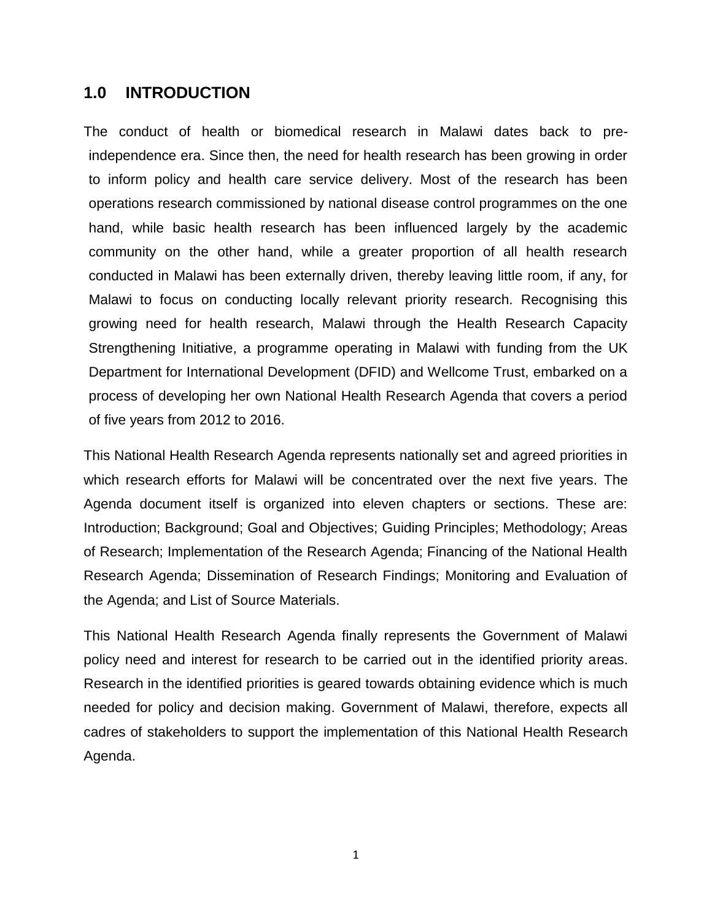## 1.0 INTRODUCTION

The conduct of health or biomedical research in Malawi dates back to pre-independence era. Since then, the need for health research has been growing in order to inform policy and health care service delivery. Most of the research has been operations research commissioned by national disease control programmes on the one hand, while basic health research has been influenced largely by the academic community on the other hand, while a greater proportion of all health research conducted in Malawi has been externally driven, thereby leaving little room, if any, for Malawi to focus on conducting locally relevant priority research. Recognising this growing need for health research, Malawi through the Health Research Capacity Strengthening Initiative, a programme operating in Malawi with funding from the UK Department for International Development (DFID) and Wellcome Trust, embarked on a process of developing her own National Health Research Agenda that covers a period of five years from 2012 to 2016.

This National Health Research Agenda represents nationally set and agreed priorities in which research efforts for Malawi will be concentrated over the next five years. The Agenda document itself is organized into eleven chapters or sections. These are: Introduction; Background; Goal and Objectives; Guiding Principles; Methodology; Areas of Research; Implementation of the Research Agenda; Financing of the National Health Research Agenda; Dissemination of Research Findings; Monitoring and Evaluation of the Agenda; and List of Source Materials.

This National Health Research Agenda finally represents the Government of Malawi policy need and interest for research to be carried out in the identified priority areas. Research in the identified priorities is geared towards obtaining evidence which is much needed for policy and decision making. Government of Malawi, therefore, expects all cadres of stakeholders to support the implementation of this National Health Research Agenda.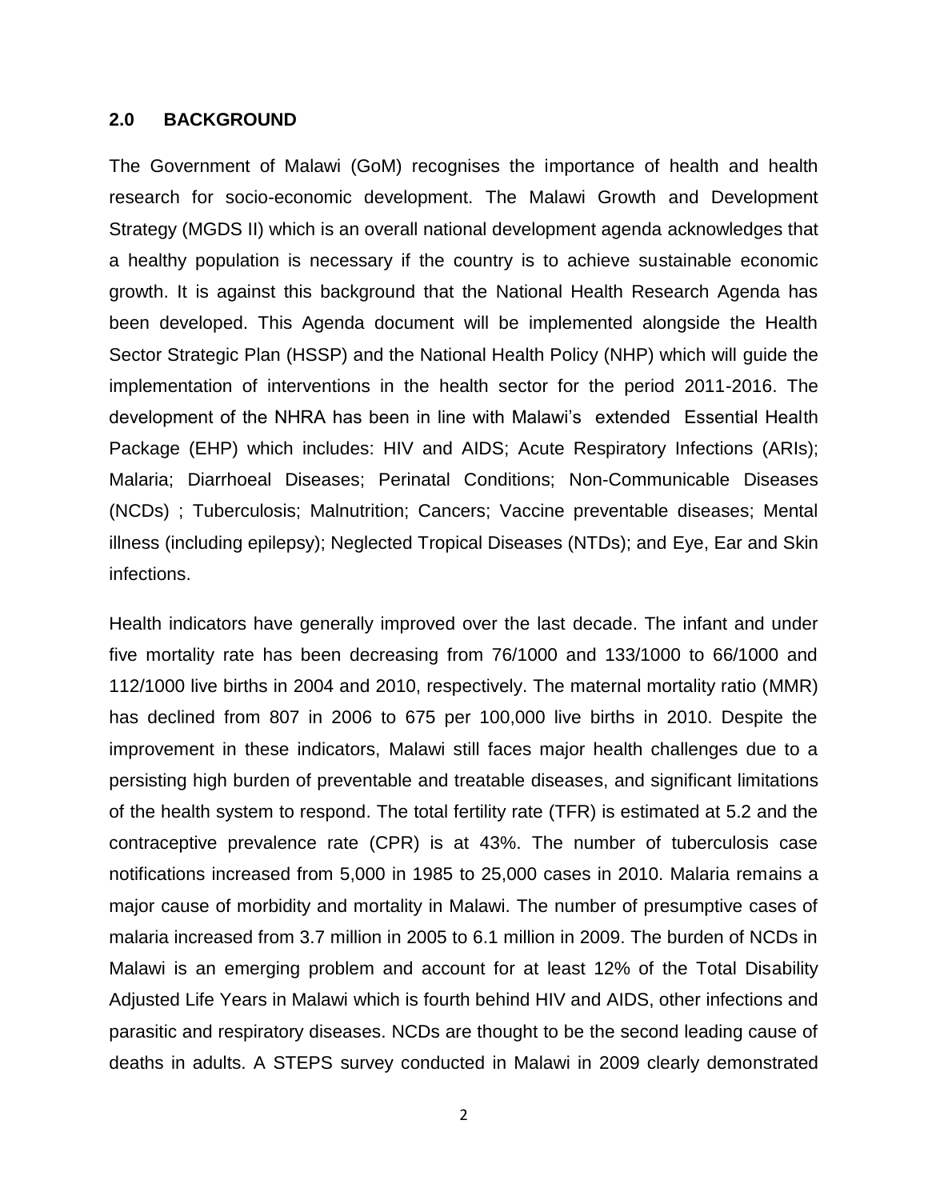## 2.0 BACKGROUND

The Government of Malawi (GoM) recognises the importance of health and health research for socio-economic development. The Malawi Growth and Development Strategy (MGDS II) which is an overall national development agenda acknowledges that a healthy population is necessary if the country is to achieve sustainable economic growth. It is against this background that the National Health Research Agenda has been developed. This Agenda document will be implemented alongside the Health Sector Strategic Plan (HSSP) and the National Health Policy (NHP) which will guide the implementation of interventions in the health sector for the period 2011-2016. The development of the NHRA has been in line with Malawi's extended Essential Health Package (EHP) which includes: HIV and AIDS; Acute Respiratory Infections (ARIs); Malaria; Diarrhoeal Diseases; Perinatal Conditions; Non-Communicable Diseases (NCDs) ; Tuberculosis; Malnutrition; Cancers; Vaccine preventable diseases; Mental illness (including epilepsy); Neglected Tropical Diseases (NTDs); and Eye, Ear and Skin infections.

Health indicators have generally improved over the last decade. The infant and under five mortality rate has been decreasing from 76/1000 and 133/1000 to 66/1000 and 112/1000 live births in 2004 and 2010, respectively. The maternal mortality ratio (MMR) has declined from 807 in 2006 to 675 per 100,000 live births in 2010. Despite the improvement in these indicators, Malawi still faces major health challenges due to a persisting high burden of preventable and treatable diseases, and significant limitations of the health system to respond. The total fertility rate (TFR) is estimated at 5.2 and the contraceptive prevalence rate (CPR) is at 43%. The number of tuberculosis case notifications increased from 5,000 in 1985 to 25,000 cases in 2010. Malaria remains a major cause of morbidity and mortality in Malawi. The number of presumptive cases of malaria increased from 3.7 million in 2005 to 6.1 million in 2009. The burden of NCDs in Malawi is an emerging problem and account for at least 12% of the Total Disability Adjusted Life Years in Malawi which is fourth behind HIV and AIDS, other infections and parasitic and respiratory diseases. NCDs are thought to be the second leading cause of deaths in adults. A STEPS survey conducted in Malawi in 2009 clearly demonstrated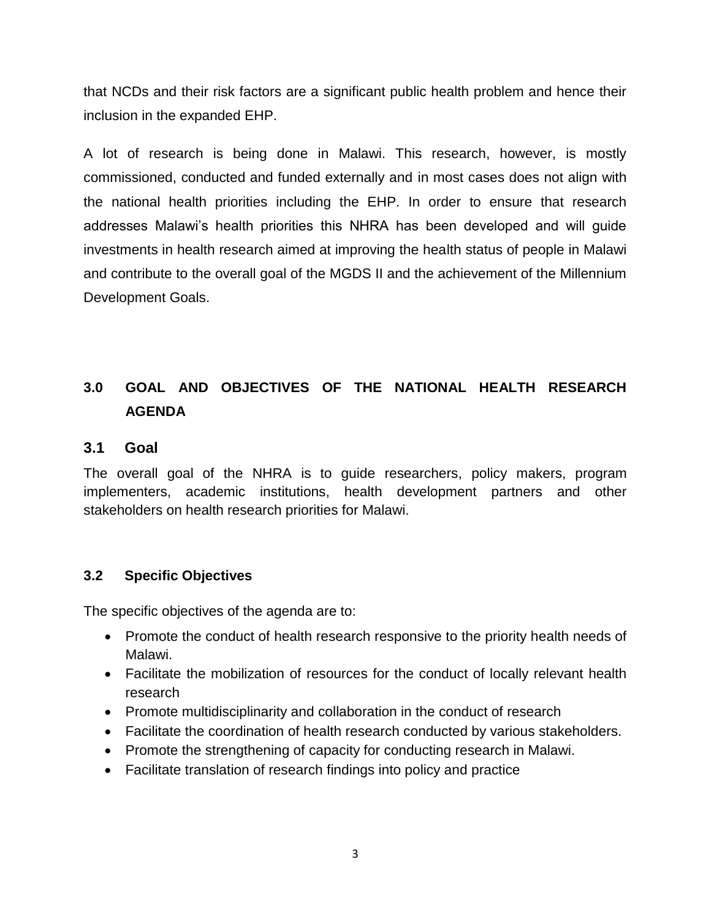that NCDs and their risk factors are a significant public health problem and hence their inclusion in the expanded EHP.

A lot of research is being done in Malawi. This research, however, is mostly commissioned, conducted and funded externally and in most cases does not align with the national health priorities including the EHP. In order to ensure that research addresses Malawi's health priorities this NHRA has been developed and will guide investments in health research aimed at improving the health status of people in Malawi and contribute to the overall goal of the MGDS II and the achievement of the Millennium Development Goals.

## 3.0 GOAL AND OBJECTIVES OF THE NATIONAL HEALTH RESEARCH AGENDA

### 3.1 Goal

The overall goal of the NHRA is to guide researchers, policy makers, program implementers, academic institutions, health development partners and other stakeholders on health research priorities for Malawi.

### 3.2 Specific Objectives

The specific objectives of the agenda are to:

- Promote the conduct of health research responsive to the priority health needs of Malawi.
- Facilitate the mobilization of resources for the conduct of locally relevant health research
- Promote multidisciplinarity and collaboration in the conduct of research
- Facilitate the coordination of health research conducted by various stakeholders.
- Promote the strengthening of capacity for conducting research in Malawi.
- Facilitate translation of research findings into policy and practice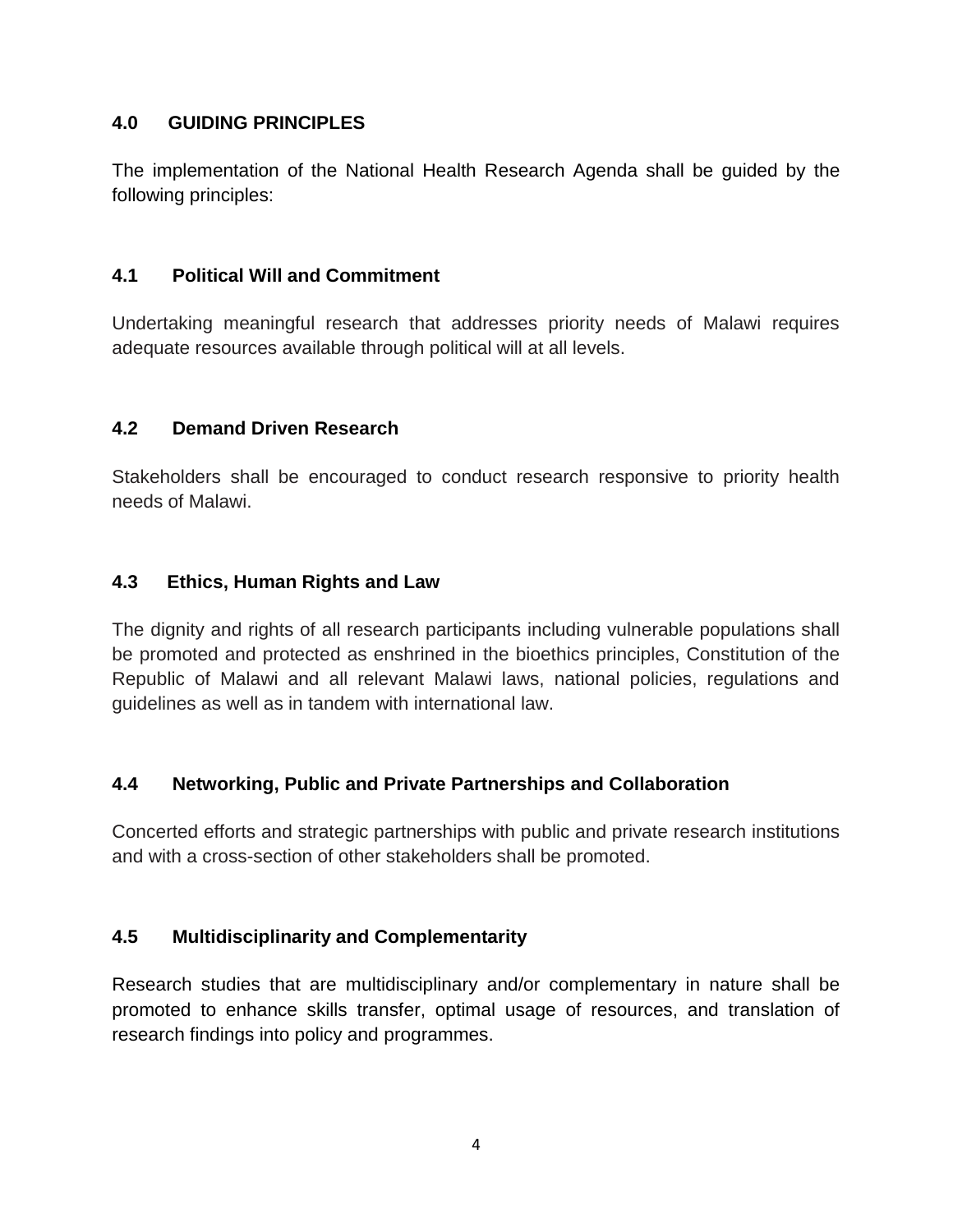## 4.0 GUIDING PRINCIPLES

The implementation of the National Health Research Agenda shall be guided by the following principles:

### 4.1 Political Will and Commitment

Undertaking meaningful research that addresses priority needs of Malawi requires adequate resources available through political will at all levels.

### 4.2 Demand Driven Research

Stakeholders shall be encouraged to conduct research responsive to priority health needs of Malawi.

### 4.3 Ethics, Human Rights and Law

The dignity and rights of all research participants including vulnerable populations shall be promoted and protected as enshrined in the bioethics principles, Constitution of the Republic of Malawi and all relevant Malawi laws, national policies, regulations and guidelines as well as in tandem with international law.

### 4.4 Networking, Public and Private Partnerships and Collaboration

Concerted efforts and strategic partnerships with public and private research institutions and with a cross-section of other stakeholders shall be promoted.

### 4.5 Multidisciplinarity and Complementarity

Research studies that are multidisciplinary and/or complementary in nature shall be promoted to enhance skills transfer, optimal usage of resources, and translation of research findings into policy and programmes.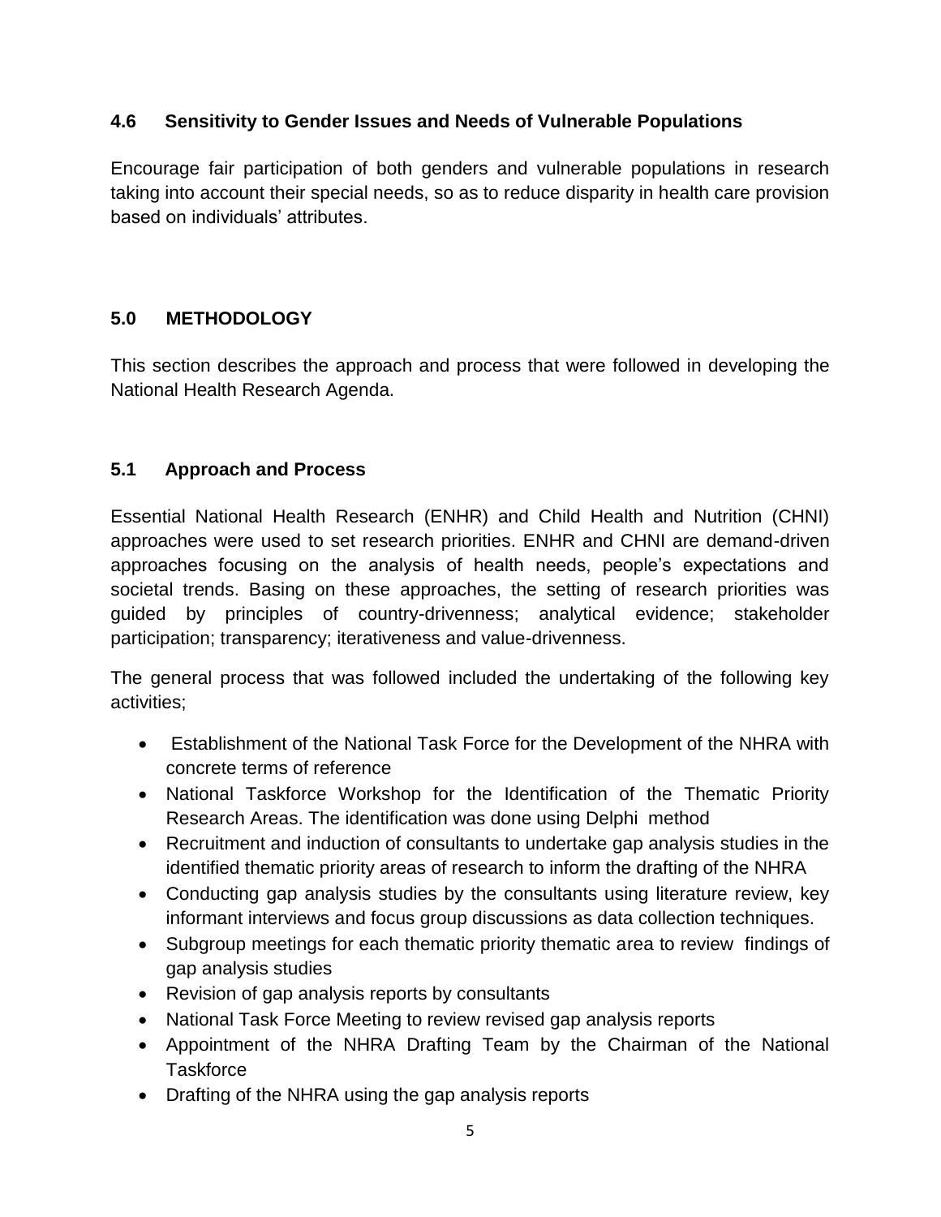### 4.6 Sensitivity to Gender Issues and Needs of Vulnerable Populations

Encourage fair participation of both genders and vulnerable populations in research taking into account their special needs, so as to reduce disparity in health care provision based on individuals' attributes.

## 5.0 METHODOLOGY

This section describes the approach and process that were followed in developing the National Health Research Agenda.

### 5.1 Approach and Process

Essential National Health Research (ENHR) and Child Health and Nutrition (CHNI) approaches were used to set research priorities. ENHR and CHNI are demand-driven approaches focusing on the analysis of health needs, people's expectations and societal trends. Basing on these approaches, the setting of research priorities was guided by principles of country-drivenness; analytical evidence; stakeholder participation; transparency; iterativeness and value-drivenness.

The general process that was followed included the undertaking of the following key activities;

- Establishment of the National Task Force for the Development of the NHRA with concrete terms of reference
- National Taskforce Workshop for the Identification of the Thematic Priority Research Areas. The identification was done using Delphi method
- Recruitment and induction of consultants to undertake gap analysis studies in the identified thematic priority areas of research to inform the drafting of the NHRA
- Conducting gap analysis studies by the consultants using literature review, key informant interviews and focus group discussions as data collection techniques.
- Subgroup meetings for each thematic priority thematic area to review findings of gap analysis studies
- Revision of gap analysis reports by consultants
- National Task Force Meeting to review revised gap analysis reports
- Appointment of the NHRA Drafting Team by the Chairman of the National Taskforce
- Drafting of the NHRA using the gap analysis reports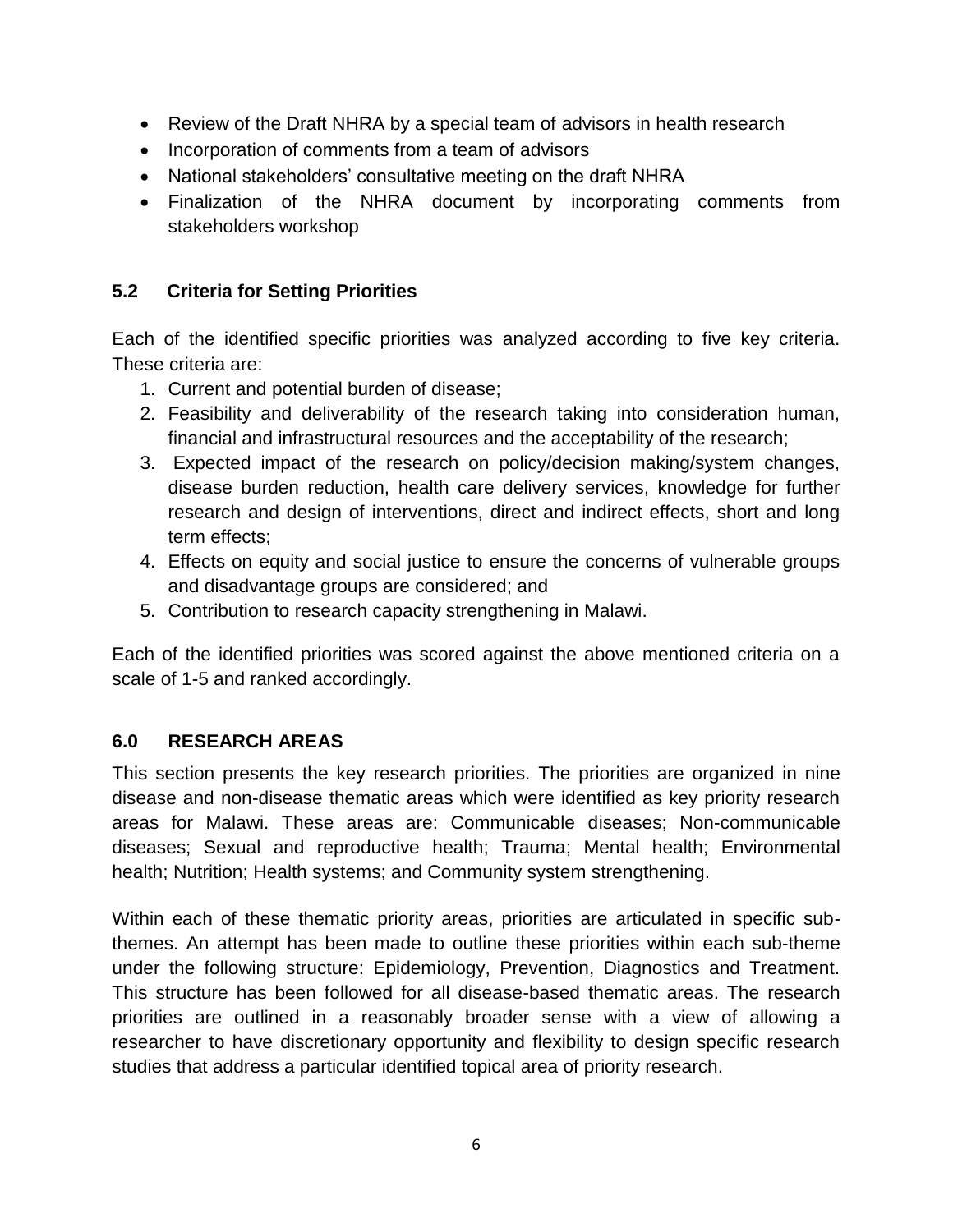- Review of the Draft NHRA by a special team of advisors in health research
- Incorporation of comments from a team of advisors
- National stakeholders' consultative meeting on the draft NHRA
- Finalization of the NHRA document by incorporating comments from stakeholders workshop

### 5.2 Criteria for Setting Priorities

Each of the identified specific priorities was analyzed according to five key criteria. These criteria are:

1. Current and potential burden of disease;
2. Feasibility and deliverability of the research taking into consideration human, financial and infrastructural resources and the acceptability of the research;
3. Expected impact of the research on policy/decision making/system changes, disease burden reduction, health care delivery services, knowledge for further research and design of interventions, direct and indirect effects, short and long term effects;
4. Effects on equity and social justice to ensure the concerns of vulnerable groups and disadvantage groups are considered; and
5. Contribution to research capacity strengthening in Malawi.

Each of the identified priorities was scored against the above mentioned criteria on a scale of 1-5 and ranked accordingly.

## 6.0 RESEARCH AREAS

This section presents the key research priorities. The priorities are organized in nine disease and non-disease thematic areas which were identified as key priority research areas for Malawi. These areas are: Communicable diseases; Non-communicable diseases; Sexual and reproductive health; Trauma; Mental health; Environmental health; Nutrition; Health systems; and Community system strengthening.

Within each of these thematic priority areas, priorities are articulated in specific sub-themes. An attempt has been made to outline these priorities within each sub-theme under the following structure: Epidemiology, Prevention, Diagnostics and Treatment. This structure has been followed for all disease-based thematic areas. The research priorities are outlined in a reasonably broader sense with a view of allowing a researcher to have discretionary opportunity and flexibility to design specific research studies that address a particular identified topical area of priority research.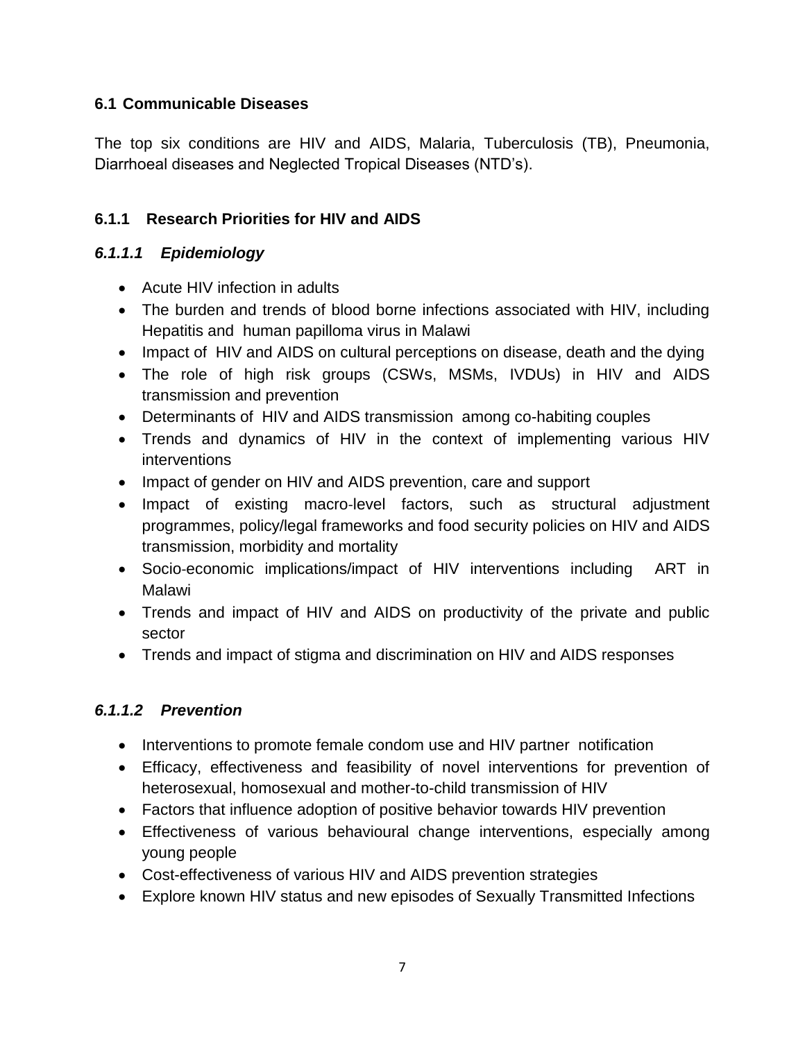## 6.1 Communicable Diseases

The top six conditions are HIV and AIDS, Malaria, Tuberculosis (TB), Pneumonia, Diarrhoeal diseases and Neglected Tropical Diseases (NTD's).

### 6.1.1 Research Priorities for HIV and AIDS

#### *6.1.1.1 Epidemiology*

- Acute HIV infection in adults
- The burden and trends of blood borne infections associated with HIV, including Hepatitis and human papilloma virus in Malawi
- Impact of HIV and AIDS on cultural perceptions on disease, death and the dying
- The role of high risk groups (CSWs, MSMs, IVDUs) in HIV and AIDS transmission and prevention
- Determinants of HIV and AIDS transmission among co-habiting couples
- Trends and dynamics of HIV in the context of implementing various HIV interventions
- Impact of gender on HIV and AIDS prevention, care and support
- Impact of existing macro-level factors, such as structural adjustment programmes, policy/legal frameworks and food security policies on HIV and AIDS transmission, morbidity and mortality
- Socio-economic implications/impact of HIV interventions including ART in Malawi
- Trends and impact of HIV and AIDS on productivity of the private and public sector
- Trends and impact of stigma and discrimination on HIV and AIDS responses

#### *6.1.1.2 Prevention*

- Interventions to promote female condom use and HIV partner notification
- Efficacy, effectiveness and feasibility of novel interventions for prevention of heterosexual, homosexual and mother-to-child transmission of HIV
- Factors that influence adoption of positive behavior towards HIV prevention
- Effectiveness of various behavioural change interventions, especially among young people
- Cost-effectiveness of various HIV and AIDS prevention strategies
- Explore known HIV status and new episodes of Sexually Transmitted Infections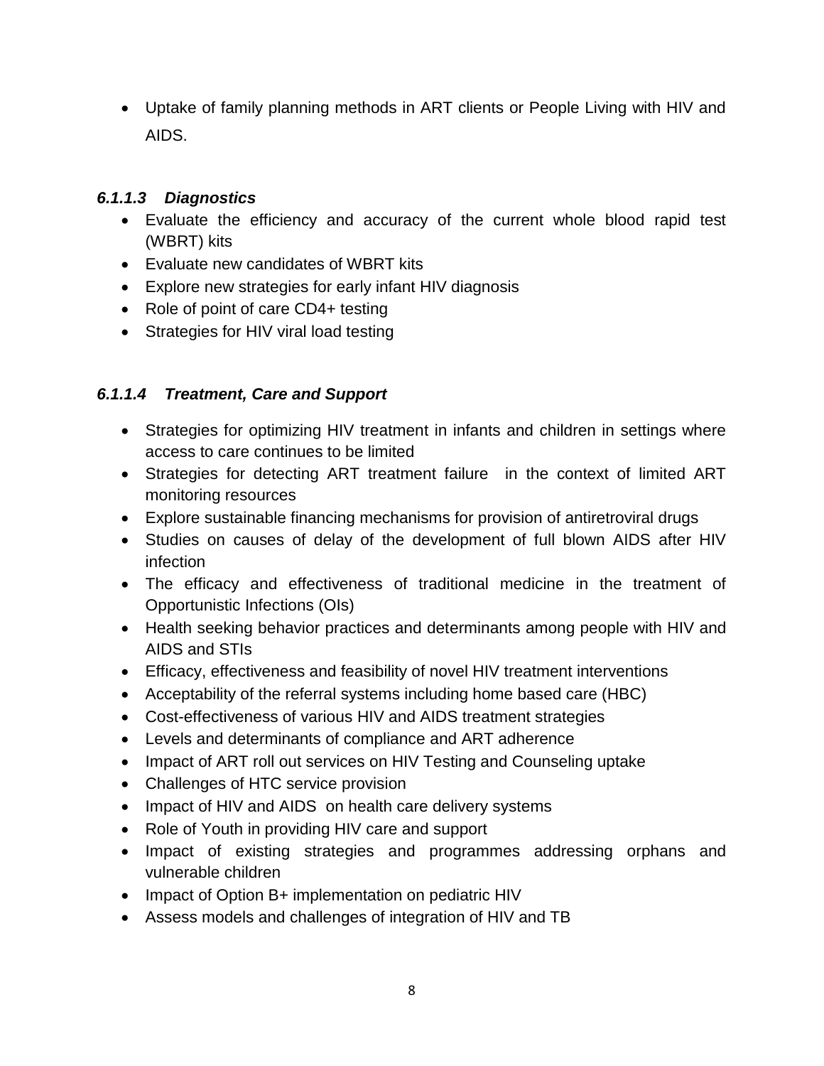- Uptake of family planning methods in ART clients or People Living with HIV and AIDS.

#### *6.1.1.3 Diagnostics*

- Evaluate the efficiency and accuracy of the current whole blood rapid test (WBRT) kits
- Evaluate new candidates of WBRT kits
- Explore new strategies for early infant HIV diagnosis
- Role of point of care CD4+ testing
- Strategies for HIV viral load testing

#### *6.1.1.4 Treatment, Care and Support*

- Strategies for optimizing HIV treatment in infants and children in settings where access to care continues to be limited
- Strategies for detecting ART treatment failure in the context of limited ART monitoring resources
- Explore sustainable financing mechanisms for provision of antiretroviral drugs
- Studies on causes of delay of the development of full blown AIDS after HIV infection
- The efficacy and effectiveness of traditional medicine in the treatment of Opportunistic Infections (OIs)
- Health seeking behavior practices and determinants among people with HIV and AIDS and STIs
- Efficacy, effectiveness and feasibility of novel HIV treatment interventions
- Acceptability of the referral systems including home based care (HBC)
- Cost-effectiveness of various HIV and AIDS treatment strategies
- Levels and determinants of compliance and ART adherence
- Impact of ART roll out services on HIV Testing and Counseling uptake
- Challenges of HTC service provision
- Impact of HIV and AIDS on health care delivery systems
- Role of Youth in providing HIV care and support
- Impact of existing strategies and programmes addressing orphans and vulnerable children
- Impact of Option B+ implementation on pediatric HIV
- Assess models and challenges of integration of HIV and TB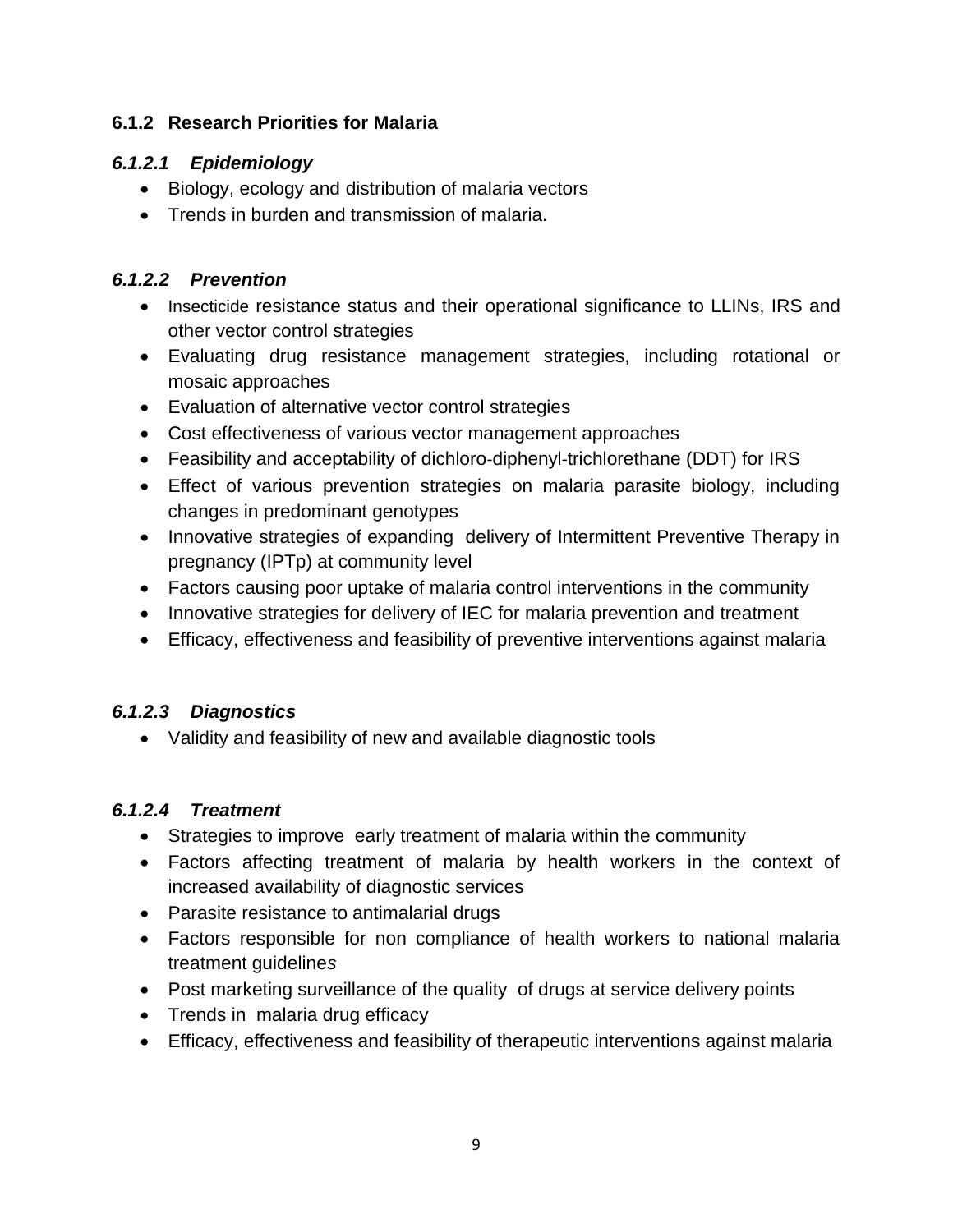### 6.1.2 Research Priorities for Malaria

#### *6.1.2.1 Epidemiology*

- Biology, ecology and distribution of malaria vectors
- Trends in burden and transmission of malaria.

#### *6.1.2.2 Prevention*

- Insecticide resistance status and their operational significance to LLINs, IRS and other vector control strategies
- Evaluating drug resistance management strategies, including rotational or mosaic approaches
- Evaluation of alternative vector control strategies
- Cost effectiveness of various vector management approaches
- Feasibility and acceptability of dichloro-diphenyl-trichlorethane (DDT) for IRS
- Effect of various prevention strategies on malaria parasite biology, including changes in predominant genotypes
- Innovative strategies of expanding delivery of Intermittent Preventive Therapy in pregnancy (IPTp) at community level
- Factors causing poor uptake of malaria control interventions in the community
- Innovative strategies for delivery of IEC for malaria prevention and treatment
- Efficacy, effectiveness and feasibility of preventive interventions against malaria

#### *6.1.2.3 Diagnostics*

- Validity and feasibility of new and available diagnostic tools

#### *6.1.2.4 Treatment*

- Strategies to improve early treatment of malaria within the community
- Factors affecting treatment of malaria by health workers in the context of increased availability of diagnostic services
- Parasite resistance to antimalarial drugs
- Factors responsible for non compliance of health workers to national malaria treatment guidelines
- Post marketing surveillance of the quality of drugs at service delivery points
- Trends in malaria drug efficacy
- Efficacy, effectiveness and feasibility of therapeutic interventions against malaria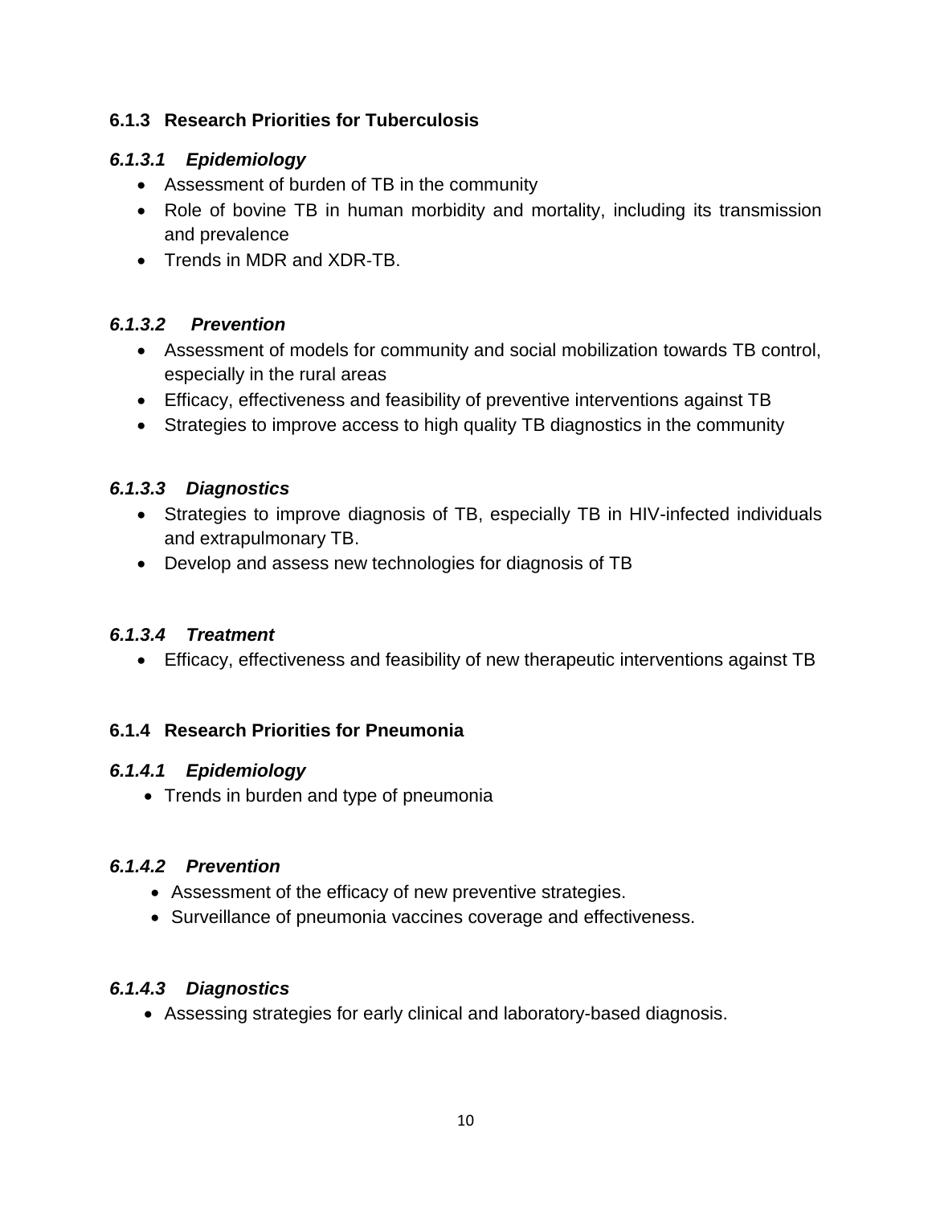### 6.1.3 Research Priorities for Tuberculosis

#### *6.1.3.1 Epidemiology*

- Assessment of burden of TB in the community
- Role of bovine TB in human morbidity and mortality, including its transmission and prevalence
- Trends in MDR and XDR-TB.

#### *6.1.3.2 Prevention*

- Assessment of models for community and social mobilization towards TB control, especially in the rural areas
- Efficacy, effectiveness and feasibility of preventive interventions against TB
- Strategies to improve access to high quality TB diagnostics in the community

#### *6.1.3.3 Diagnostics*

- Strategies to improve diagnosis of TB, especially TB in HIV-infected individuals and extrapulmonary TB.
- Develop and assess new technologies for diagnosis of TB

#### *6.1.3.4 Treatment*

- Efficacy, effectiveness and feasibility of new therapeutic interventions against TB

### 6.1.4 Research Priorities for Pneumonia

#### *6.1.4.1 Epidemiology*

- Trends in burden and type of pneumonia

#### *6.1.4.2 Prevention*

- Assessment of the efficacy of new preventive strategies.
- Surveillance of pneumonia vaccines coverage and effectiveness.

#### *6.1.4.3 Diagnostics*

- Assessing strategies for early clinical and laboratory-based diagnosis.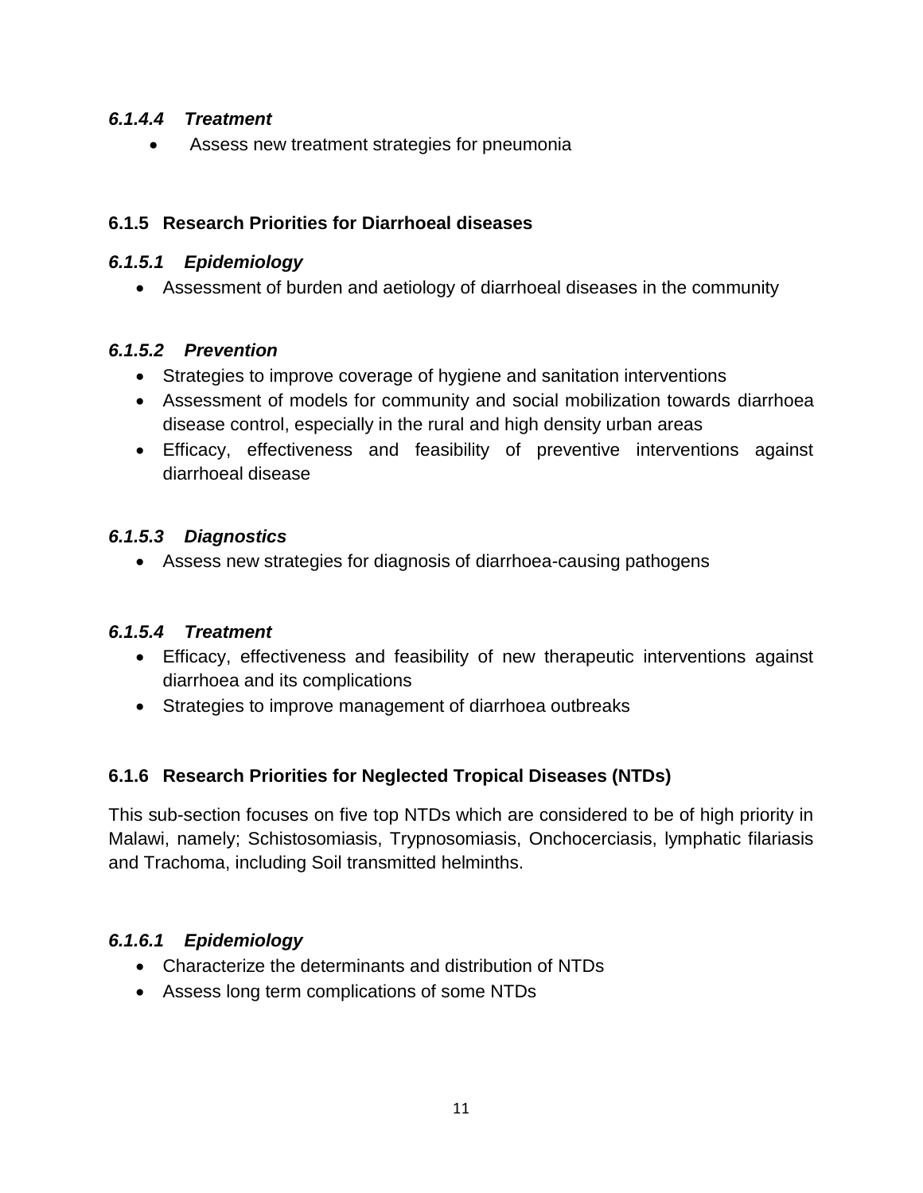#### *6.1.4.4 Treatment*

- Assess new treatment strategies for pneumonia

### 6.1.5 Research Priorities for Diarrhoeal diseases

#### *6.1.5.1 Epidemiology*

- Assessment of burden and aetiology of diarrhoeal diseases in the community

#### *6.1.5.2 Prevention*

- Strategies to improve coverage of hygiene and sanitation interventions
- Assessment of models for community and social mobilization towards diarrhoea disease control, especially in the rural and high density urban areas
- Efficacy, effectiveness and feasibility of preventive interventions against diarrhoeal disease

#### *6.1.5.3 Diagnostics*

- Assess new strategies for diagnosis of diarrhoea-causing pathogens

#### *6.1.5.4 Treatment*

- Efficacy, effectiveness and feasibility of new therapeutic interventions against diarrhoea and its complications
- Strategies to improve management of diarrhoea outbreaks

### 6.1.6 Research Priorities for Neglected Tropical Diseases (NTDs)

This sub-section focuses on five top NTDs which are considered to be of high priority in Malawi, namely; Schistosomiasis, Trypnosomiasis, Onchocerciasis, lymphatic filariasis and Trachoma, including Soil transmitted helminths.

#### *6.1.6.1 Epidemiology*

- Characterize the determinants and distribution of NTDs
- Assess long term complications of some NTDs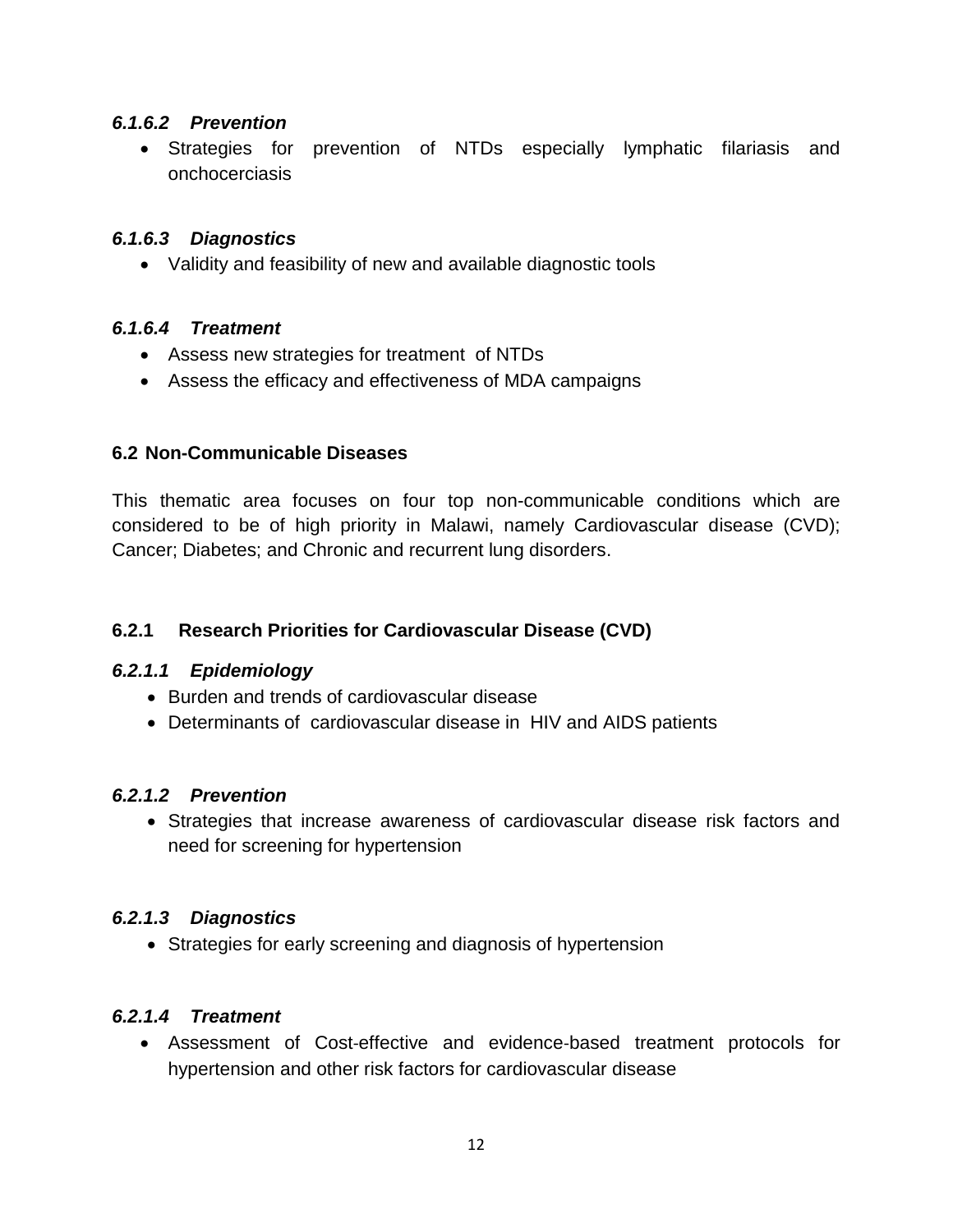#### *6.1.6.2 Prevention*

- Strategies for prevention of NTDs especially lymphatic filariasis and onchocerciasis

#### *6.1.6.3 Diagnostics*

- Validity and feasibility of new and available diagnostic tools

#### *6.1.6.4 Treatment*

- Assess new strategies for treatment of NTDs
- Assess the efficacy and effectiveness of MDA campaigns

## 6.2 Non-Communicable Diseases

This thematic area focuses on four top non-communicable conditions which are considered to be of high priority in Malawi, namely Cardiovascular disease (CVD); Cancer; Diabetes; and Chronic and recurrent lung disorders.

### 6.2.1 Research Priorities for Cardiovascular Disease (CVD)

#### *6.2.1.1 Epidemiology*

- Burden and trends of cardiovascular disease
- Determinants of cardiovascular disease in HIV and AIDS patients

#### *6.2.1.2 Prevention*

- Strategies that increase awareness of cardiovascular disease risk factors and need for screening for hypertension

#### *6.2.1.3 Diagnostics*

- Strategies for early screening and diagnosis of hypertension

#### *6.2.1.4 Treatment*

- Assessment of Cost-effective and evidence-based treatment protocols for hypertension and other risk factors for cardiovascular disease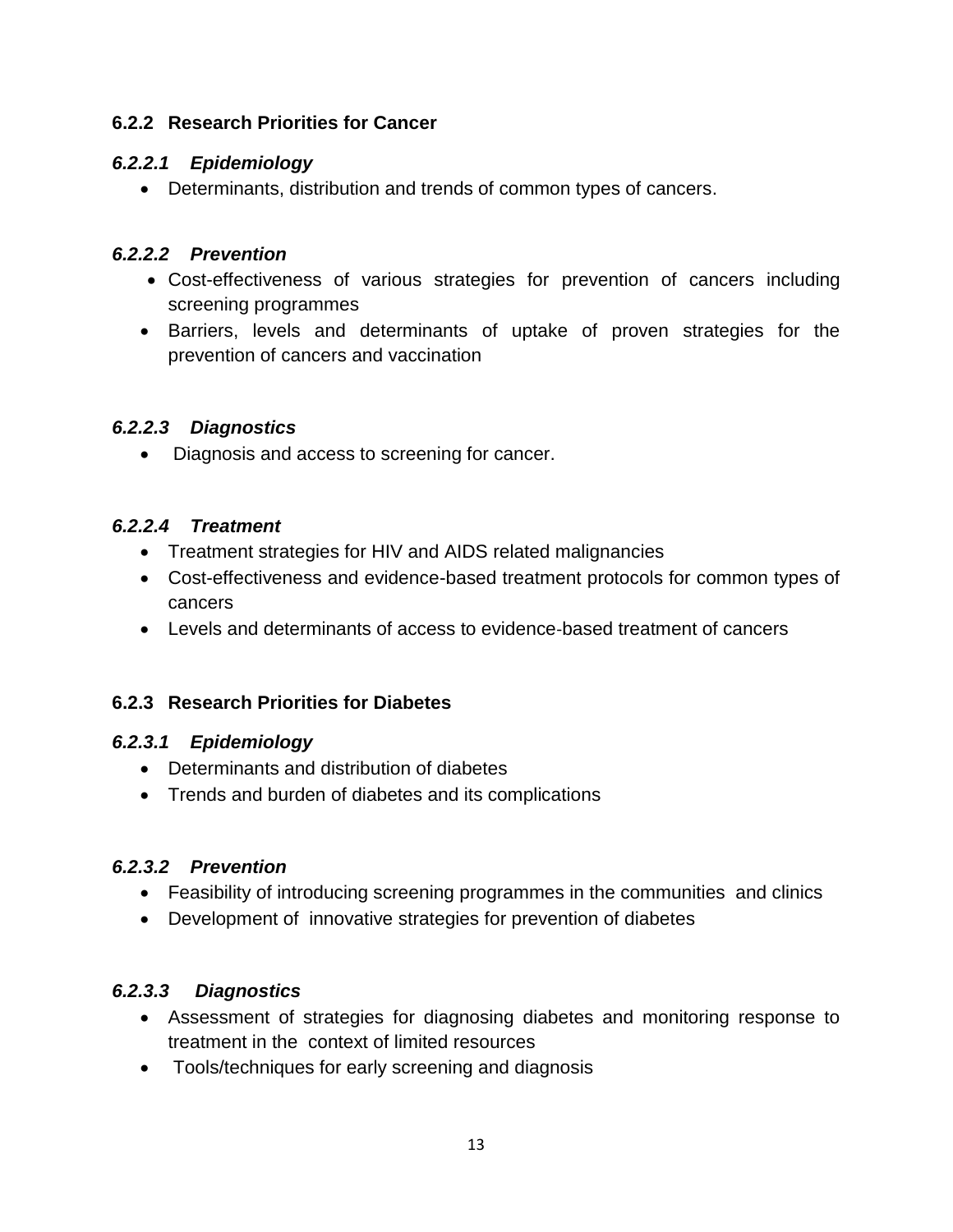### 6.2.2 Research Priorities for Cancer

#### *6.2.2.1 Epidemiology*

- Determinants, distribution and trends of common types of cancers.

#### *6.2.2.2 Prevention*

- Cost-effectiveness of various strategies for prevention of cancers including screening programmes
- Barriers, levels and determinants of uptake of proven strategies for the prevention of cancers and vaccination

#### *6.2.2.3 Diagnostics*

- Diagnosis and access to screening for cancer.

#### *6.2.2.4 Treatment*

- Treatment strategies for HIV and AIDS related malignancies
- Cost-effectiveness and evidence-based treatment protocols for common types of cancers
- Levels and determinants of access to evidence-based treatment of cancers

### 6.2.3 Research Priorities for Diabetes

#### *6.2.3.1 Epidemiology*

- Determinants and distribution of diabetes
- Trends and burden of diabetes and its complications

#### *6.2.3.2 Prevention*

- Feasibility of introducing screening programmes in the communities and clinics
- Development of innovative strategies for prevention of diabetes

#### *6.2.3.3 Diagnostics*

- Assessment of strategies for diagnosing diabetes and monitoring response to treatment in the context of limited resources
- Tools/techniques for early screening and diagnosis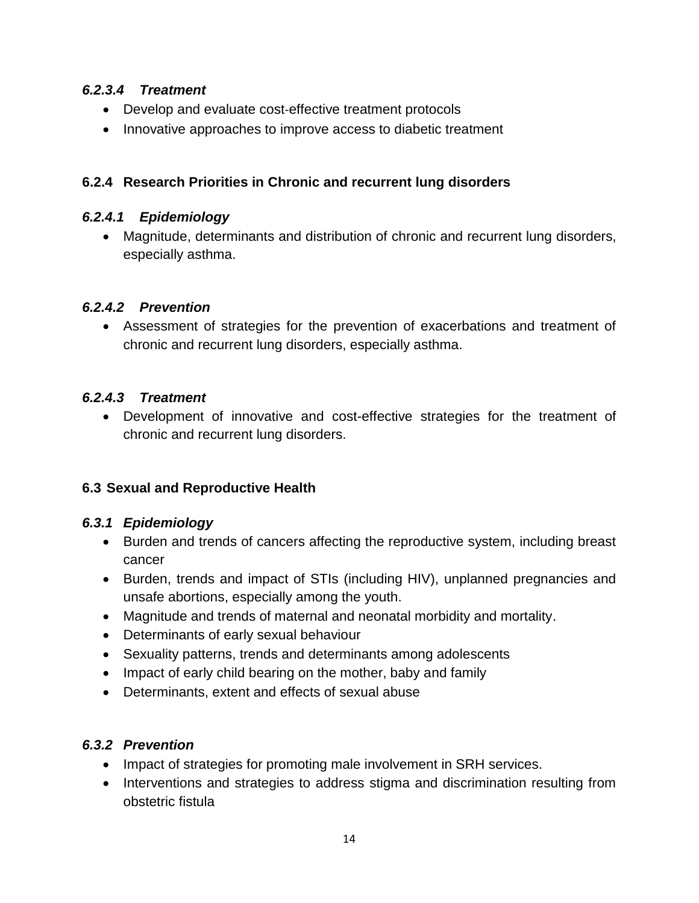#### *6.2.3.4 Treatment*

- Develop and evaluate cost-effective treatment protocols
- Innovative approaches to improve access to diabetic treatment

### 6.2.4 Research Priorities in Chronic and recurrent lung disorders

#### *6.2.4.1 Epidemiology*

- Magnitude, determinants and distribution of chronic and recurrent lung disorders, especially asthma.

#### *6.2.4.2 Prevention*

- Assessment of strategies for the prevention of exacerbations and treatment of chronic and recurrent lung disorders, especially asthma.

#### *6.2.4.3 Treatment*

- Development of innovative and cost-effective strategies for the treatment of chronic and recurrent lung disorders.

## 6.3 Sexual and Reproductive Health

### *6.3.1 Epidemiology*

- Burden and trends of cancers affecting the reproductive system, including breast cancer
- Burden, trends and impact of STIs (including HIV), unplanned pregnancies and unsafe abortions, especially among the youth.
- Magnitude and trends of maternal and neonatal morbidity and mortality.
- Determinants of early sexual behaviour
- Sexuality patterns, trends and determinants among adolescents
- Impact of early child bearing on the mother, baby and family
- Determinants, extent and effects of sexual abuse

### *6.3.2 Prevention*

- Impact of strategies for promoting male involvement in SRH services.
- Interventions and strategies to address stigma and discrimination resulting from obstetric fistula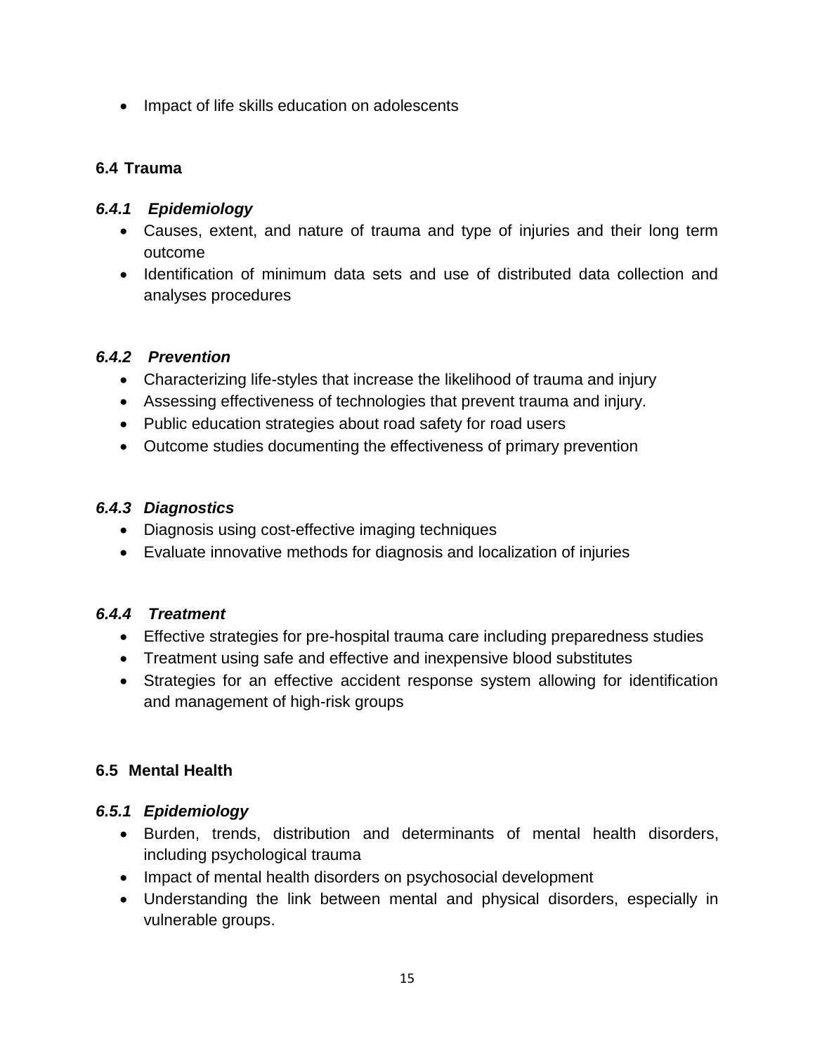- Impact of life skills education on adolescents

## 6.4 Trauma

### *6.4.1 Epidemiology*

- Causes, extent, and nature of trauma and type of injuries and their long term outcome
- Identification of minimum data sets and use of distributed data collection and analyses procedures

### *6.4.2 Prevention*

- Characterizing life-styles that increase the likelihood of trauma and injury
- Assessing effectiveness of technologies that prevent trauma and injury.
- Public education strategies about road safety for road users
- Outcome studies documenting the effectiveness of primary prevention

### *6.4.3 Diagnostics*

- Diagnosis using cost-effective imaging techniques
- Evaluate innovative methods for diagnosis and localization of injuries

### *6.4.4 Treatment*

- Effective strategies for pre-hospital trauma care including preparedness studies
- Treatment using safe and effective and inexpensive blood substitutes
- Strategies for an effective accident response system allowing for identification and management of high-risk groups

## 6.5 Mental Health

### *6.5.1 Epidemiology*

- Burden, trends, distribution and determinants of mental health disorders, including psychological trauma
- Impact of mental health disorders on psychosocial development
- Understanding the link between mental and physical disorders, especially in vulnerable groups.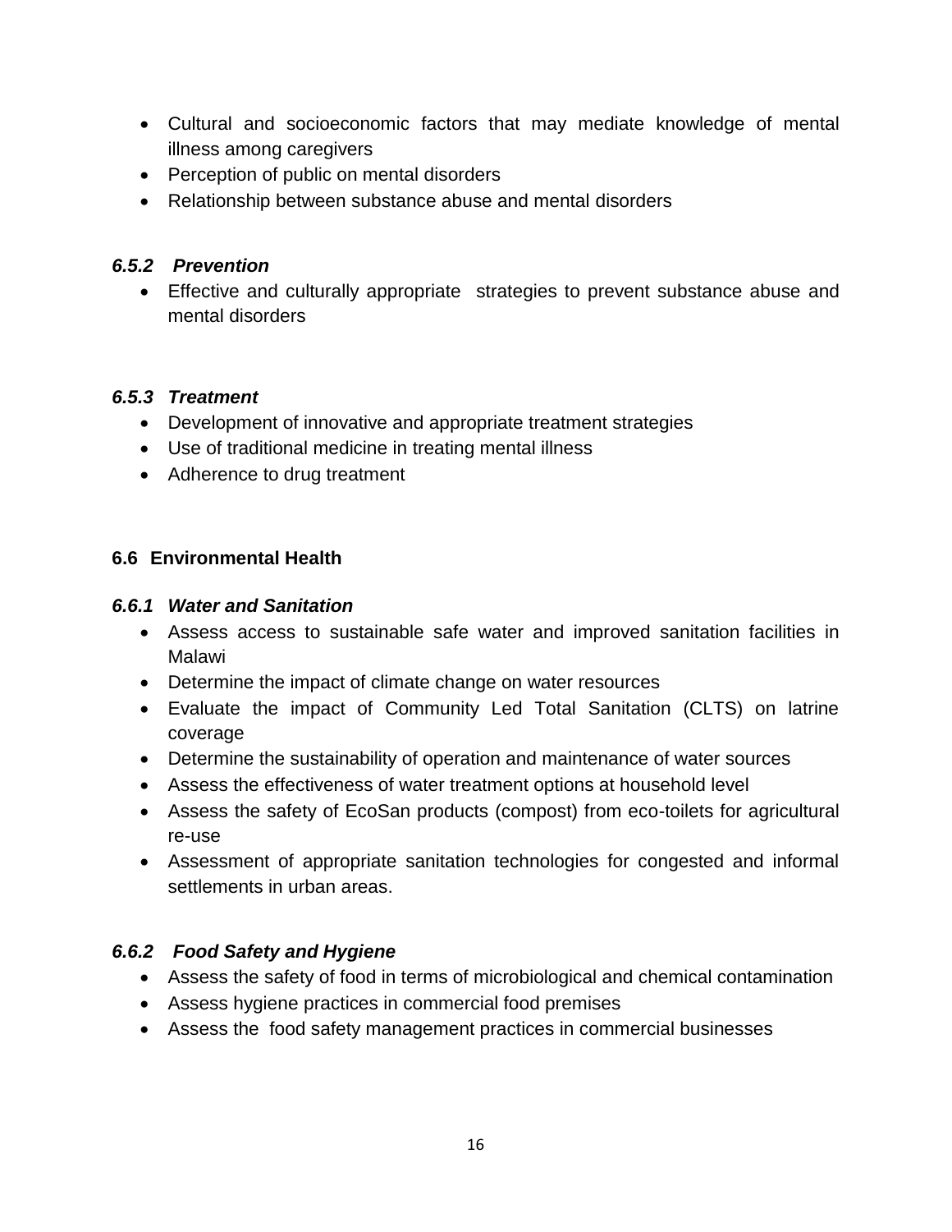- Cultural and socioeconomic factors that may mediate knowledge of mental illness among caregivers
- Perception of public on mental disorders
- Relationship between substance abuse and mental disorders

#### *6.5.2 Prevention*

- Effective and culturally appropriate strategies to prevent substance abuse and mental disorders

#### *6.5.3 Treatment*

- Development of innovative and appropriate treatment strategies
- Use of traditional medicine in treating mental illness
- Adherence to drug treatment

### 6.6 Environmental Health

#### *6.6.1 Water and Sanitation*

- Assess access to sustainable safe water and improved sanitation facilities in Malawi
- Determine the impact of climate change on water resources
- Evaluate the impact of Community Led Total Sanitation (CLTS) on latrine coverage
- Determine the sustainability of operation and maintenance of water sources
- Assess the effectiveness of water treatment options at household level
- Assess the safety of EcoSan products (compost) from eco-toilets for agricultural re-use
- Assessment of appropriate sanitation technologies for congested and informal settlements in urban areas.

#### *6.6.2 Food Safety and Hygiene*

- Assess the safety of food in terms of microbiological and chemical contamination
- Assess hygiene practices in commercial food premises
- Assess the food safety management practices in commercial businesses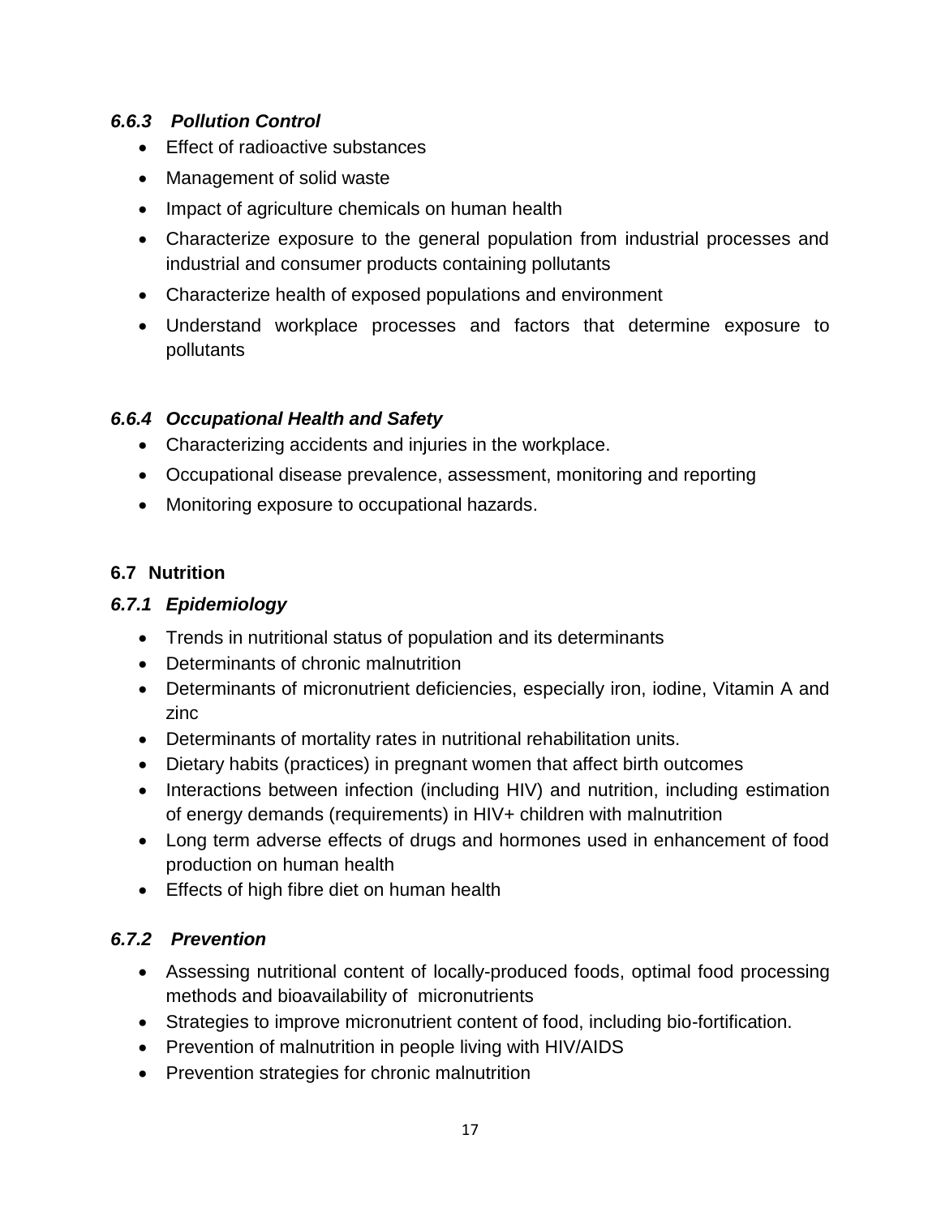### *6.6.3 Pollution Control*

- Effect of radioactive substances
- Management of solid waste
- Impact of agriculture chemicals on human health
- Characterize exposure to the general population from industrial processes and industrial and consumer products containing pollutants
- Characterize health of exposed populations and environment
- Understand workplace processes and factors that determine exposure to pollutants

### *6.6.4 Occupational Health and Safety*

- Characterizing accidents and injuries in the workplace.
- Occupational disease prevalence, assessment, monitoring and reporting
- Monitoring exposure to occupational hazards.

## 6.7 Nutrition

### *6.7.1 Epidemiology*

- Trends in nutritional status of population and its determinants
- Determinants of chronic malnutrition
- Determinants of micronutrient deficiencies, especially iron, iodine, Vitamin A and zinc
- Determinants of mortality rates in nutritional rehabilitation units.
- Dietary habits (practices) in pregnant women that affect birth outcomes
- Interactions between infection (including HIV) and nutrition, including estimation of energy demands (requirements) in HIV+ children with malnutrition
- Long term adverse effects of drugs and hormones used in enhancement of food production on human health
- Effects of high fibre diet on human health

### *6.7.2 Prevention*

- Assessing nutritional content of locally-produced foods, optimal food processing methods and bioavailability of micronutrients
- Strategies to improve micronutrient content of food, including bio-fortification.
- Prevention of malnutrition in people living with HIV/AIDS
- Prevention strategies for chronic malnutrition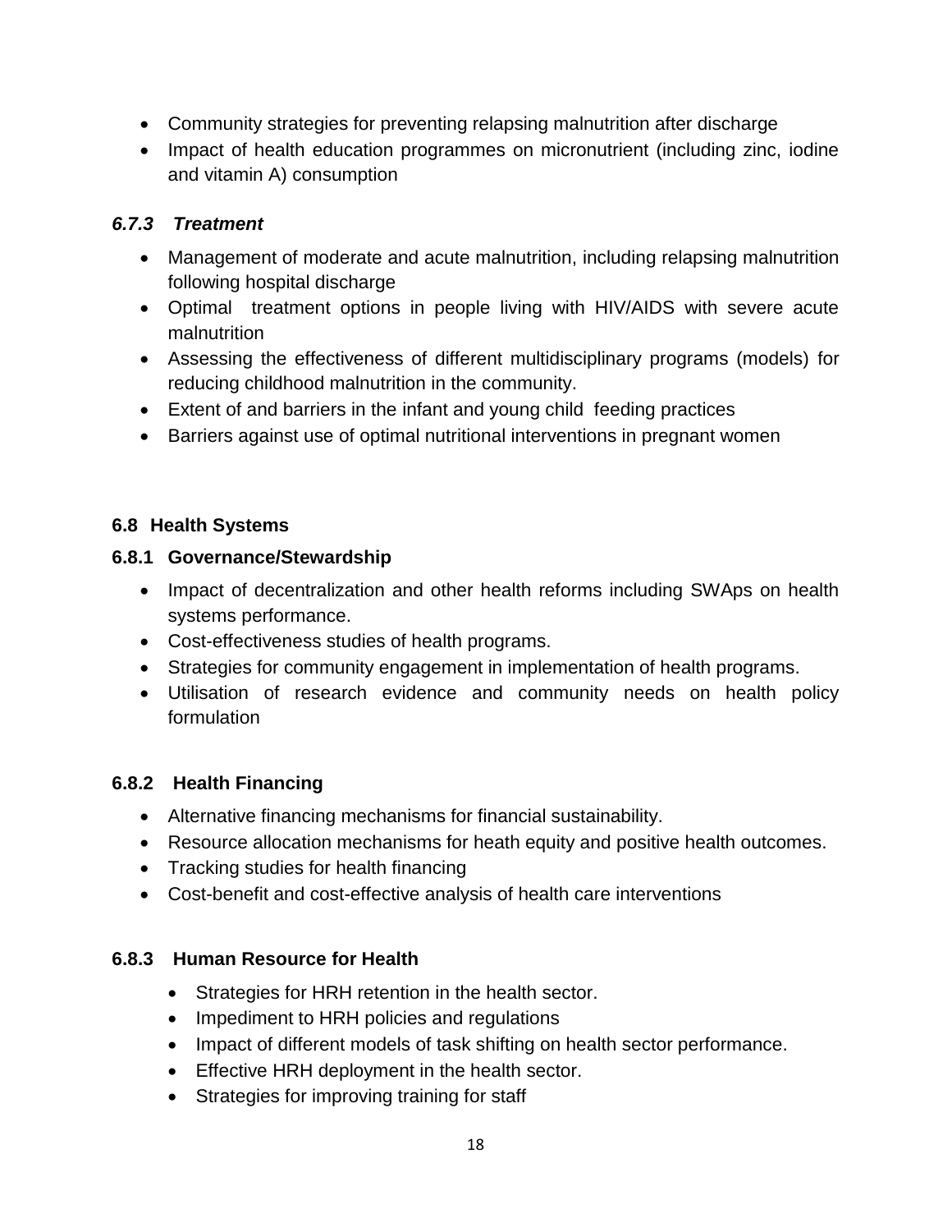- Community strategies for preventing relapsing malnutrition after discharge
- Impact of health education programmes on micronutrient (including zinc, iodine and vitamin A) consumption

### *6.7.3 Treatment*

- Management of moderate and acute malnutrition, including relapsing malnutrition following hospital discharge
- Optimal treatment options in people living with HIV/AIDS with severe acute malnutrition
- Assessing the effectiveness of different multidisciplinary programs (models) for reducing childhood malnutrition in the community.
- Extent of and barriers in the infant and young child feeding practices
- Barriers against use of optimal nutritional interventions in pregnant women

## 6.8 Health Systems

### 6.8.1 Governance/Stewardship

- Impact of decentralization and other health reforms including SWAps on health systems performance.
- Cost-effectiveness studies of health programs.
- Strategies for community engagement in implementation of health programs.
- Utilisation of research evidence and community needs on health policy formulation

### 6.8.2 Health Financing

- Alternative financing mechanisms for financial sustainability.
- Resource allocation mechanisms for heath equity and positive health outcomes.
- Tracking studies for health financing
- Cost-benefit and cost-effective analysis of health care interventions

### 6.8.3 Human Resource for Health

- Strategies for HRH retention in the health sector.
- Impediment to HRH policies and regulations
- Impact of different models of task shifting on health sector performance.
- Effective HRH deployment in the health sector.
- Strategies for improving training for staff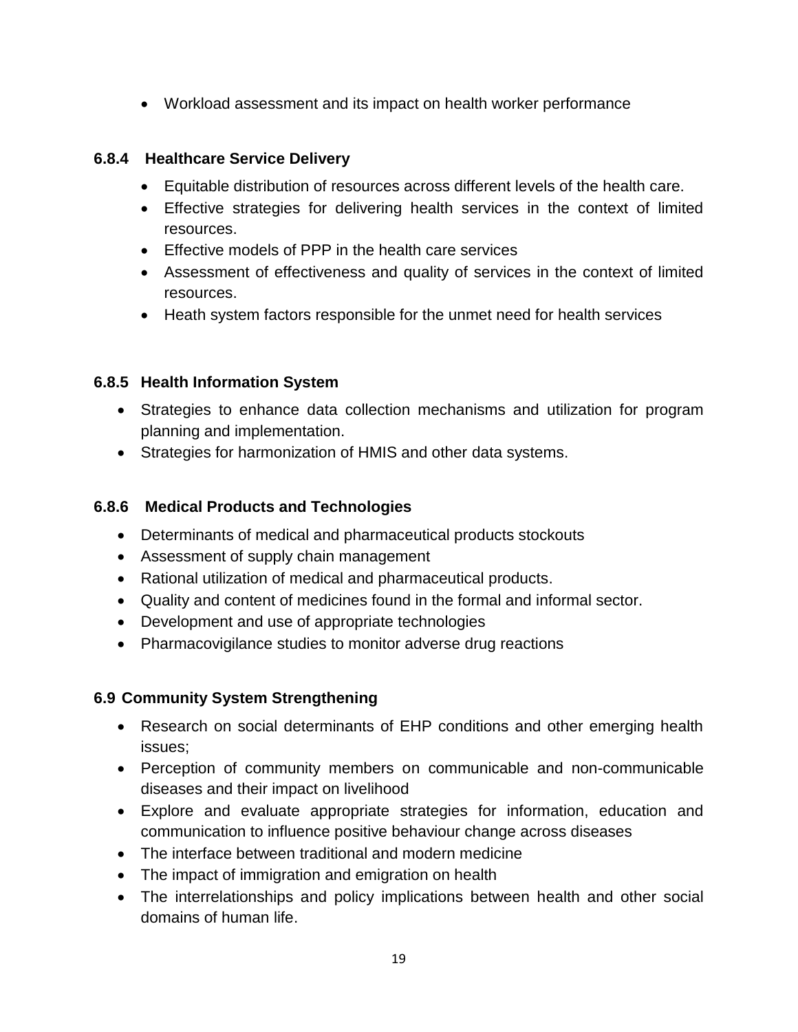- Workload assessment and its impact on health worker performance

### 6.8.4 Healthcare Service Delivery

- Equitable distribution of resources across different levels of the health care.
- Effective strategies for delivering health services in the context of limited resources.
- Effective models of PPP in the health care services
- Assessment of effectiveness and quality of services in the context of limited resources.
- Heath system factors responsible for the unmet need for health services

### 6.8.5 Health Information System

- Strategies to enhance data collection mechanisms and utilization for program planning and implementation.
- Strategies for harmonization of HMIS and other data systems.

### 6.8.6 Medical Products and Technologies

- Determinants of medical and pharmaceutical products stockouts
- Assessment of supply chain management
- Rational utilization of medical and pharmaceutical products.
- Quality and content of medicines found in the formal and informal sector.
- Development and use of appropriate technologies
- Pharmacovigilance studies to monitor adverse drug reactions

## 6.9 Community System Strengthening

- Research on social determinants of EHP conditions and other emerging health issues;
- Perception of community members on communicable and non-communicable diseases and their impact on livelihood
- Explore and evaluate appropriate strategies for information, education and communication to influence positive behaviour change across diseases
- The interface between traditional and modern medicine
- The impact of immigration and emigration on health
- The interrelationships and policy implications between health and other social domains of human life.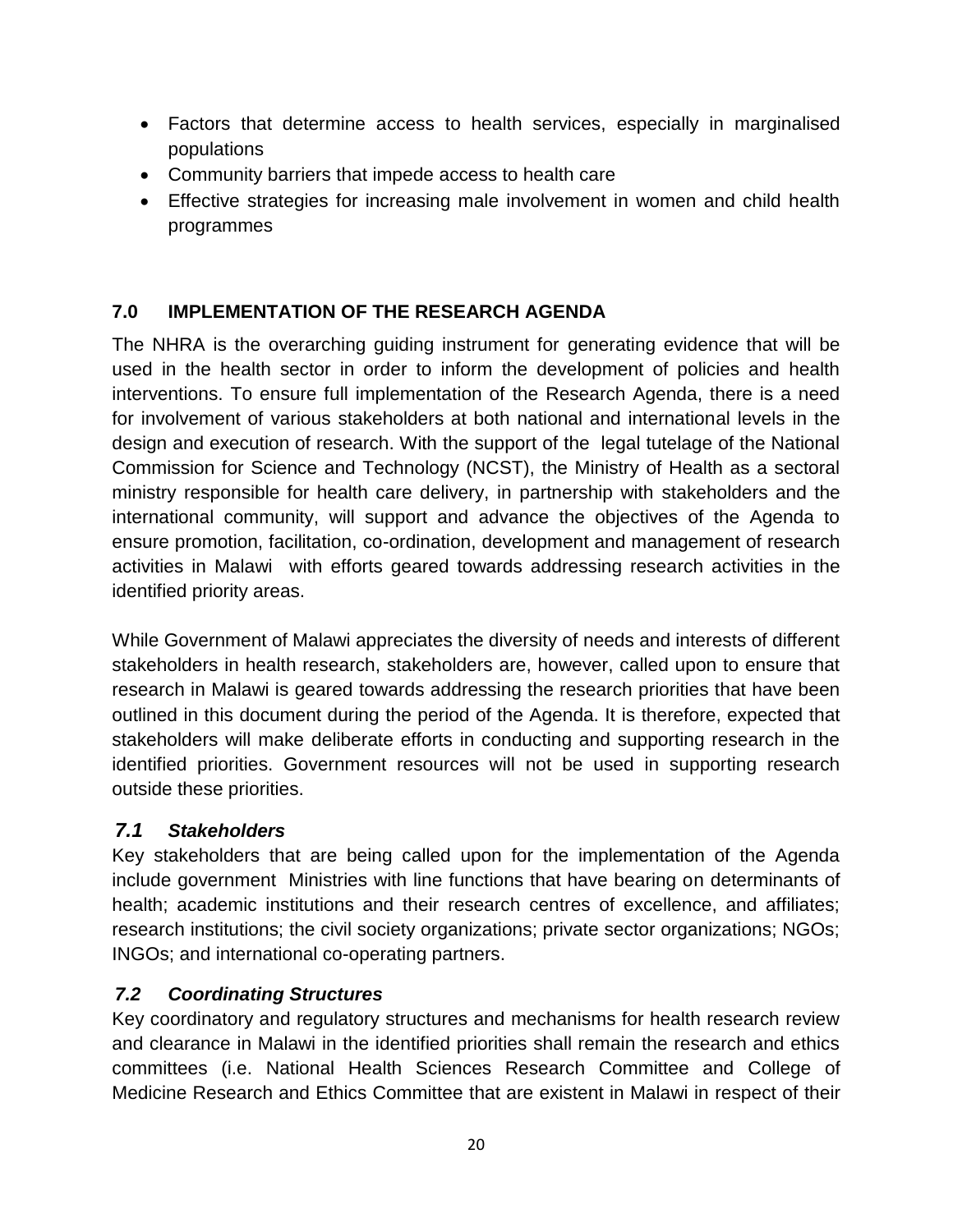- Factors that determine access to health services, especially in marginalised populations
- Community barriers that impede access to health care
- Effective strategies for increasing male involvement in women and child health programmes

## 7.0 IMPLEMENTATION OF THE RESEARCH AGENDA

The NHRA is the overarching guiding instrument for generating evidence that will be used in the health sector in order to inform the development of policies and health interventions. To ensure full implementation of the Research Agenda, there is a need for involvement of various stakeholders at both national and international levels in the design and execution of research. With the support of the legal tutelage of the National Commission for Science and Technology (NCST), the Ministry of Health as a sectoral ministry responsible for health care delivery, in partnership with stakeholders and the international community, will support and advance the objectives of the Agenda to ensure promotion, facilitation, co-ordination, development and management of research activities in Malawi with efforts geared towards addressing research activities in the identified priority areas.

While Government of Malawi appreciates the diversity of needs and interests of different stakeholders in health research, stakeholders are, however, called upon to ensure that research in Malawi is geared towards addressing the research priorities that have been outlined in this document during the period of the Agenda. It is therefore, expected that stakeholders will make deliberate efforts in conducting and supporting research in the identified priorities. Government resources will not be used in supporting research outside these priorities.

### *7.1 Stakeholders*

Key stakeholders that are being called upon for the implementation of the Agenda include government Ministries with line functions that have bearing on determinants of health; academic institutions and their research centres of excellence, and affiliates; research institutions; the civil society organizations; private sector organizations; NGOs; INGOs; and international co-operating partners.

### *7.2 Coordinating Structures*

Key coordinatory and regulatory structures and mechanisms for health research review and clearance in Malawi in the identified priorities shall remain the research and ethics committees (i.e. National Health Sciences Research Committee and College of Medicine Research and Ethics Committee that are existent in Malawi in respect of their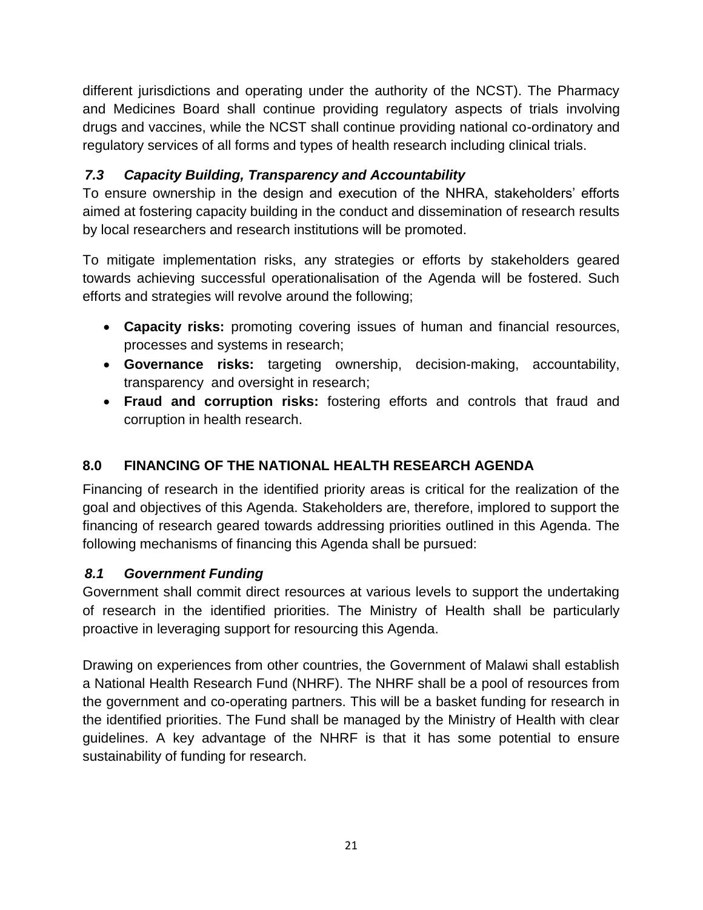different jurisdictions and operating under the authority of the NCST). The Pharmacy and Medicines Board shall continue providing regulatory aspects of trials involving drugs and vaccines, while the NCST shall continue providing national co-ordinatory and regulatory services of all forms and types of health research including clinical trials.

### *7.3 Capacity Building, Transparency and Accountability*

To ensure ownership in the design and execution of the NHRA, stakeholders' efforts aimed at fostering capacity building in the conduct and dissemination of research results by local researchers and research institutions will be promoted.

To mitigate implementation risks, any strategies or efforts by stakeholders geared towards achieving successful operationalisation of the Agenda will be fostered. Such efforts and strategies will revolve around the following;

- **Capacity risks:** promoting covering issues of human and financial resources, processes and systems in research;
- **Governance risks:** targeting ownership, decision-making, accountability, transparency and oversight in research;
- **Fraud and corruption risks:** fostering efforts and controls that fraud and corruption in health research.

## 8.0 FINANCING OF THE NATIONAL HEALTH RESEARCH AGENDA

Financing of research in the identified priority areas is critical for the realization of the goal and objectives of this Agenda. Stakeholders are, therefore, implored to support the financing of research geared towards addressing priorities outlined in this Agenda. The following mechanisms of financing this Agenda shall be pursued:

### *8.1 Government Funding*

Government shall commit direct resources at various levels to support the undertaking of research in the identified priorities. The Ministry of Health shall be particularly proactive in leveraging support for resourcing this Agenda.

Drawing on experiences from other countries, the Government of Malawi shall establish a National Health Research Fund (NHRF). The NHRF shall be a pool of resources from the government and co-operating partners. This will be a basket funding for research in the identified priorities. The Fund shall be managed by the Ministry of Health with clear guidelines. A key advantage of the NHRF is that it has some potential to ensure sustainability of funding for research.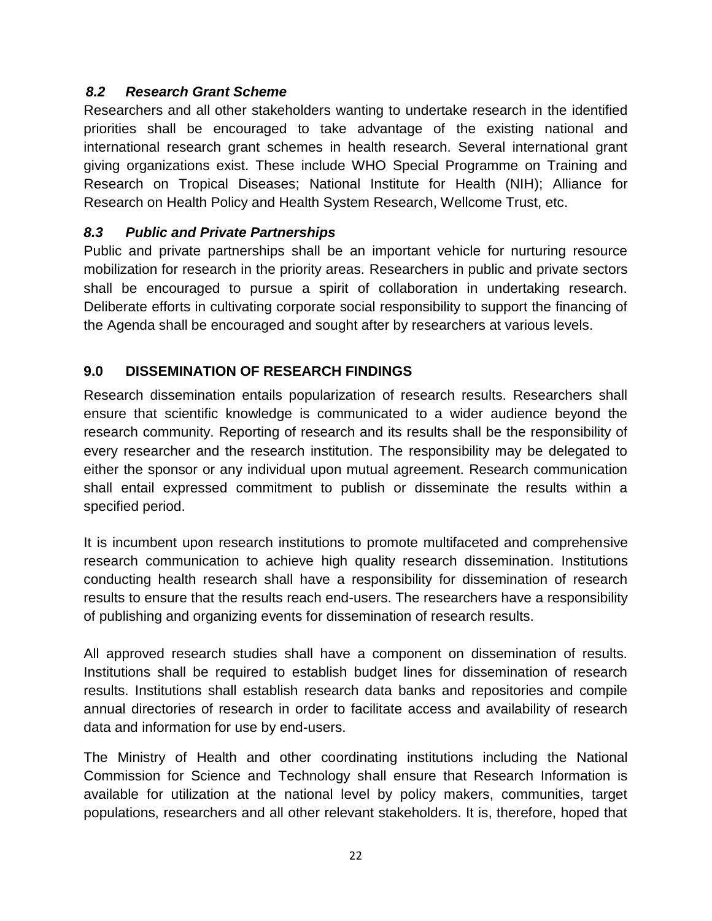### *8.2 Research Grant Scheme*

Researchers and all other stakeholders wanting to undertake research in the identified priorities shall be encouraged to take advantage of the existing national and international research grant schemes in health research. Several international grant giving organizations exist. These include WHO Special Programme on Training and Research on Tropical Diseases; National Institute for Health (NIH); Alliance for Research on Health Policy and Health System Research, Wellcome Trust, etc.

### *8.3 Public and Private Partnerships*

Public and private partnerships shall be an important vehicle for nurturing resource mobilization for research in the priority areas. Researchers in public and private sectors shall be encouraged to pursue a spirit of collaboration in undertaking research. Deliberate efforts in cultivating corporate social responsibility to support the financing of the Agenda shall be encouraged and sought after by researchers at various levels.

## 9.0 DISSEMINATION OF RESEARCH FINDINGS

Research dissemination entails popularization of research results. Researchers shall ensure that scientific knowledge is communicated to a wider audience beyond the research community. Reporting of research and its results shall be the responsibility of every researcher and the research institution. The responsibility may be delegated to either the sponsor or any individual upon mutual agreement. Research communication shall entail expressed commitment to publish or disseminate the results within a specified period.

It is incumbent upon research institutions to promote multifaceted and comprehensive research communication to achieve high quality research dissemination. Institutions conducting health research shall have a responsibility for dissemination of research results to ensure that the results reach end-users. The researchers have a responsibility of publishing and organizing events for dissemination of research results.

All approved research studies shall have a component on dissemination of results. Institutions shall be required to establish budget lines for dissemination of research results. Institutions shall establish research data banks and repositories and compile annual directories of research in order to facilitate access and availability of research data and information for use by end-users.

The Ministry of Health and other coordinating institutions including the National Commission for Science and Technology shall ensure that Research Information is available for utilization at the national level by policy makers, communities, target populations, researchers and all other relevant stakeholders. It is, therefore, hoped that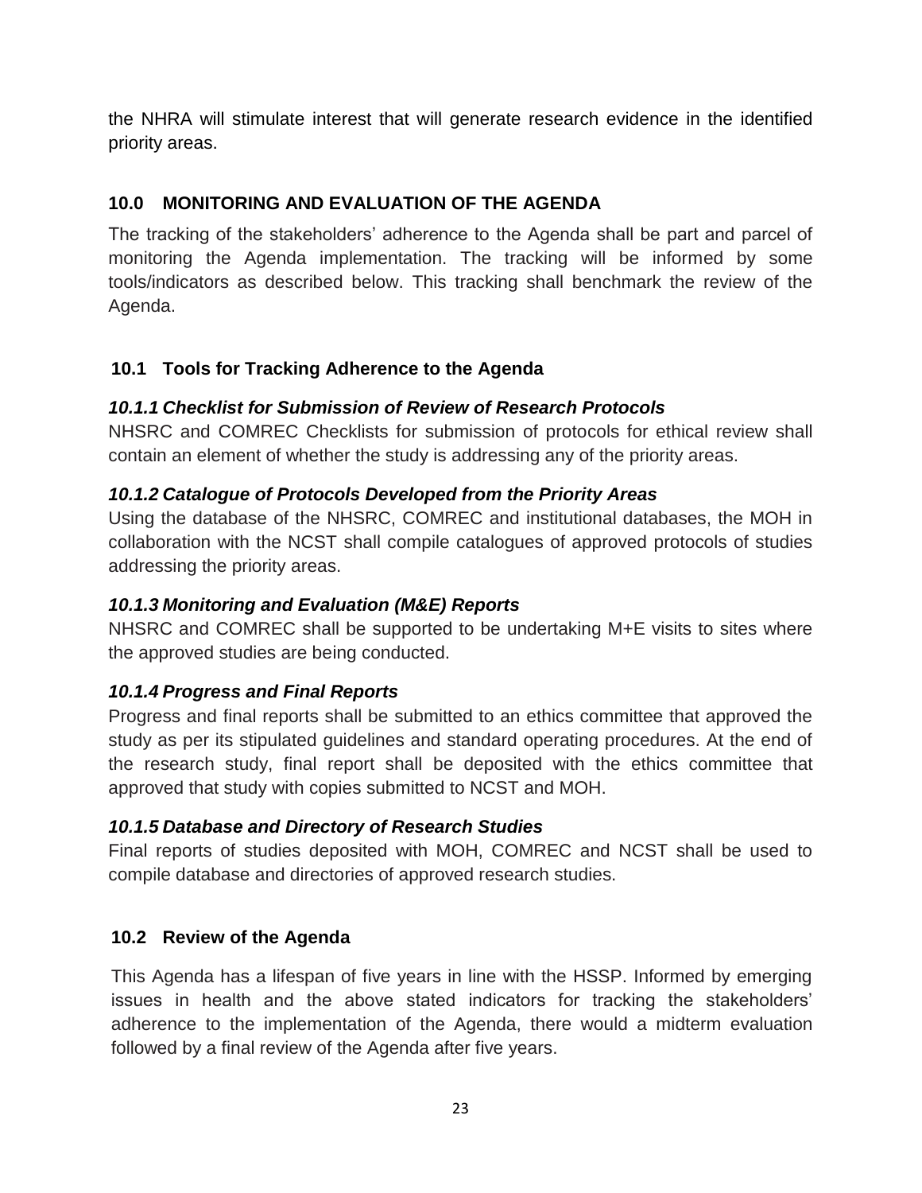the NHRA will stimulate interest that will generate research evidence in the identified priority areas.

## 10.0 MONITORING AND EVALUATION OF THE AGENDA

The tracking of the stakeholders' adherence to the Agenda shall be part and parcel of monitoring the Agenda implementation. The tracking will be informed by some tools/indicators as described below. This tracking shall benchmark the review of the Agenda.

### 10.1 Tools for Tracking Adherence to the Agenda

#### *10.1.1 Checklist for Submission of Review of Research Protocols*

NHSRC and COMREC Checklists for submission of protocols for ethical review shall contain an element of whether the study is addressing any of the priority areas.

#### *10.1.2 Catalogue of Protocols Developed from the Priority Areas*

Using the database of the NHSRC, COMREC and institutional databases, the MOH in collaboration with the NCST shall compile catalogues of approved protocols of studies addressing the priority areas.

#### *10.1.3 Monitoring and Evaluation (M&E) Reports*

NHSRC and COMREC shall be supported to be undertaking M+E visits to sites where the approved studies are being conducted.

#### *10.1.4 Progress and Final Reports*

Progress and final reports shall be submitted to an ethics committee that approved the study as per its stipulated guidelines and standard operating procedures. At the end of the research study, final report shall be deposited with the ethics committee that approved that study with copies submitted to NCST and MOH.

#### *10.1.5 Database and Directory of Research Studies*

Final reports of studies deposited with MOH, COMREC and NCST shall be used to compile database and directories of approved research studies.

### 10.2 Review of the Agenda

This Agenda has a lifespan of five years in line with the HSSP. Informed by emerging issues in health and the above stated indicators for tracking the stakeholders' adherence to the implementation of the Agenda, there would a midterm evaluation followed by a final review of the Agenda after five years.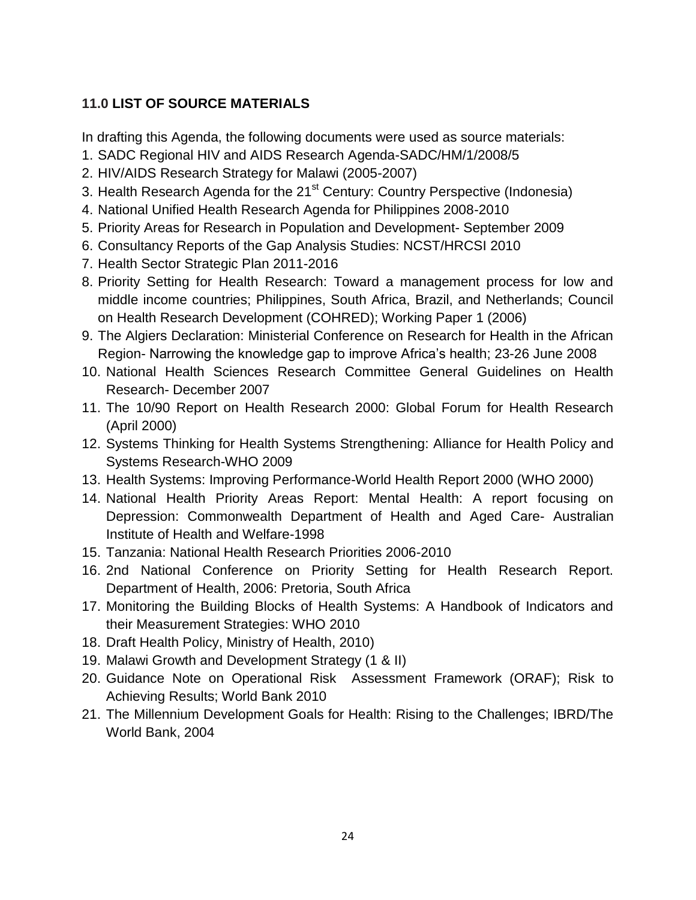## 11.0 LIST OF SOURCE MATERIALS

In drafting this Agenda, the following documents were used as source materials:

1. SADC Regional HIV and AIDS Research Agenda-SADC/HM/1/2008/5
2. HIV/AIDS Research Strategy for Malawi (2005-2007)
3. Health Research Agenda for the 21st Century: Country Perspective (Indonesia)
4. National Unified Health Research Agenda for Philippines 2008-2010
5. Priority Areas for Research in Population and Development- September 2009
6. Consultancy Reports of the Gap Analysis Studies: NCST/HRCSI 2010
7. Health Sector Strategic Plan 2011-2016
8. Priority Setting for Health Research: Toward a management process for low and middle income countries; Philippines, South Africa, Brazil, and Netherlands; Council on Health Research Development (COHRED); Working Paper 1 (2006)
9. The Algiers Declaration: Ministerial Conference on Research for Health in the African Region- Narrowing the knowledge gap to improve Africa's health; 23-26 June 2008
10. National Health Sciences Research Committee General Guidelines on Health Research- December 2007
11. The 10/90 Report on Health Research 2000: Global Forum for Health Research (April 2000)
12. Systems Thinking for Health Systems Strengthening: Alliance for Health Policy and Systems Research-WHO 2009
13. Health Systems: Improving Performance-World Health Report 2000 (WHO 2000)
14. National Health Priority Areas Report: Mental Health: A report focusing on Depression: Commonwealth Department of Health and Aged Care- Australian Institute of Health and Welfare-1998
15. Tanzania: National Health Research Priorities 2006-2010
16. 2nd National Conference on Priority Setting for Health Research Report. Department of Health, 2006: Pretoria, South Africa
17. Monitoring the Building Blocks of Health Systems: A Handbook of Indicators and their Measurement Strategies: WHO 2010
18. Draft Health Policy, Ministry of Health, 2010)
19. Malawi Growth and Development Strategy (1 & II)
20. Guidance Note on Operational Risk Assessment Framework (ORAF); Risk to Achieving Results; World Bank 2010
21. The Millennium Development Goals for Health: Rising to the Challenges; IBRD/The World Bank, 2004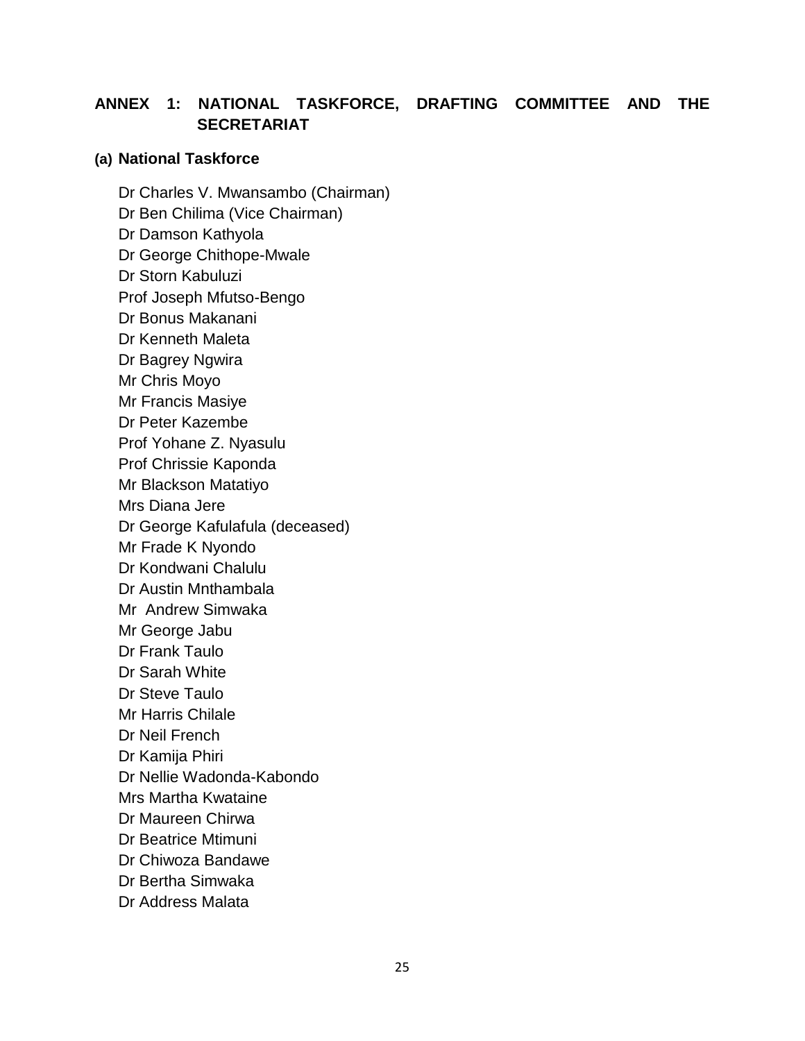## ANNEX 1: NATIONAL TASKFORCE, DRAFTING COMMITTEE AND THE SECRETARIAT

### (a) National Taskforce

Dr Charles V. Mwansambo (Chairman)
Dr Ben Chilima (Vice Chairman)
Dr Damson Kathyola
Dr George Chithope-Mwale
Dr Storn Kabuluzi
Prof Joseph Mfutso-Bengo
Dr Bonus Makanani
Dr Kenneth Maleta
Dr Bagrey Ngwira
Mr Chris Moyo
Mr Francis Masiye
Dr Peter Kazembe
Prof Yohane Z. Nyasulu
Prof Chrissie Kaponda
Mr Blackson Matatiyo
Mrs Diana Jere
Dr George Kafulafula (deceased)
Mr Frade K Nyondo
Dr Kondwani Chalulu
Dr Austin Mnthambala
Mr Andrew Simwaka
Mr George Jabu
Dr Frank Taulo
Dr Sarah White
Dr Steve Taulo
Mr Harris Chilale
Dr Neil French
Dr Kamija Phiri
Dr Nellie Wadonda-Kabondo
Mrs Martha Kwataine
Dr Maureen Chirwa
Dr Beatrice Mtimuni
Dr Chiwoza Bandawe
Dr Bertha Simwaka
Dr Address Malata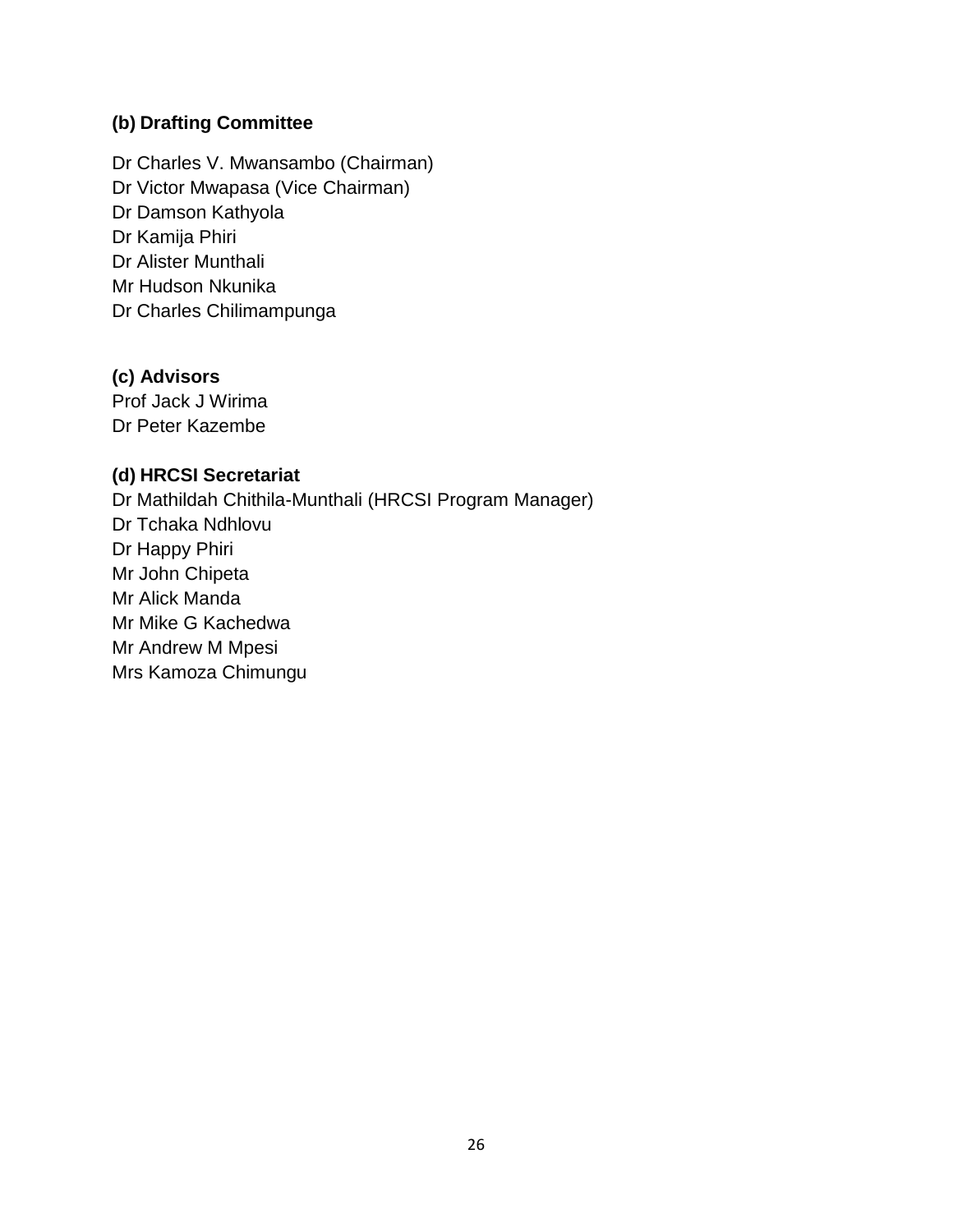**(b) Drafting Committee**

Dr Charles V. Mwansambo (Chairman)
Dr Victor Mwapasa (Vice Chairman)
Dr Damson Kathyola
Dr Kamija Phiri
Dr Alister Munthali
Mr Hudson Nkunika
Dr Charles Chilimampunga

**(c) Advisors**

Prof Jack J Wirima
Dr Peter Kazembe

**(d) HRCSI Secretariat**

Dr Mathildah Chithila-Munthali (HRCSI Program Manager)
Dr Tchaka Ndhlovu
Dr Happy Phiri
Mr John Chipeta
Mr Alick Manda
Mr Mike G Kachedwa
Mr Andrew M Mpesi
Mrs Kamoza Chimungu